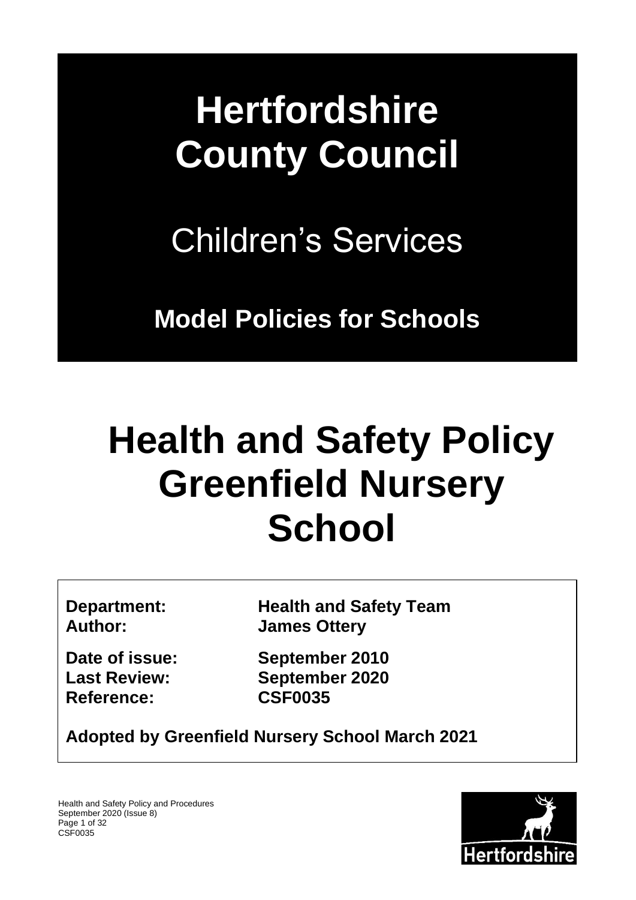# Hertfordshire County Council

## Children's Services

**Model Policies for Schools**

# Health and Safety Policy Greenfield Nursery School

**Department:** **Health and Safety Team**
**Author:** **James Ottery**

**Date of issue:** **September 2010**
**Last Review:** **September 2020**
**Reference:** **CSF0035**

**Adopted by Greenfield Nursery School March 2021**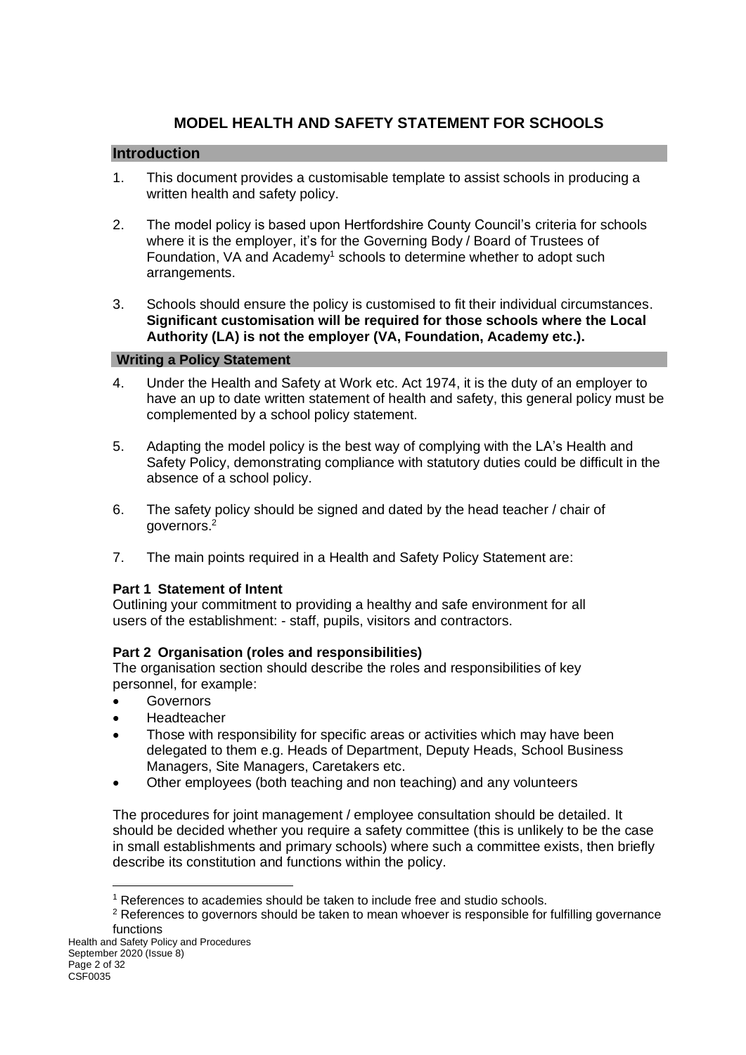# MODEL HEALTH AND SAFETY STATEMENT FOR SCHOOLS

## Introduction

1. This document provides a customisable template to assist schools in producing a written health and safety policy.

2. The model policy is based upon Hertfordshire County Council's criteria for schools where it is the employer, it's for the Governing Body / Board of Trustees of Foundation, VA and Academy[1] schools to determine whether to adopt such arrangements.

3. Schools should ensure the policy is customised to fit their individual circumstances. **Significant customisation will be required for those schools where the Local Authority (LA) is not the employer (VA, Foundation, Academy etc.).**

## Writing a Policy Statement

4. Under the Health and Safety at Work etc. Act 1974, it is the duty of an employer to have an up to date written statement of health and safety, this general policy must be complemented by a school policy statement.

5. Adapting the model policy is the best way of complying with the LA's Health and Safety Policy, demonstrating compliance with statutory duties could be difficult in the absence of a school policy.

6. The safety policy should be signed and dated by the head teacher / chair of governors.[2]

7. The main points required in a Health and Safety Policy Statement are:

**Part 1 Statement of Intent**
Outlining your commitment to providing a healthy and safe environment for all users of the establishment: - staff, pupils, visitors and contractors.

**Part 2 Organisation (roles and responsibilities)**
The organisation section should describe the roles and responsibilities of key personnel, for example:

- Governors
- Headteacher
- Those with responsibility for specific areas or activities which may have been delegated to them e.g. Heads of Department, Deputy Heads, School Business Managers, Site Managers, Caretakers etc.
- Other employees (both teaching and non teaching) and any volunteers

The procedures for joint management / employee consultation should be detailed. It should be decided whether you require a safety committee (this is unlikely to be the case in small establishments and primary schools) where such a committee exists, then briefly describe its constitution and functions within the policy.

---

[1] References to academies should be taken to include free and studio schools.

[2] References to governors should be taken to mean whoever is responsible for fulfilling governance functions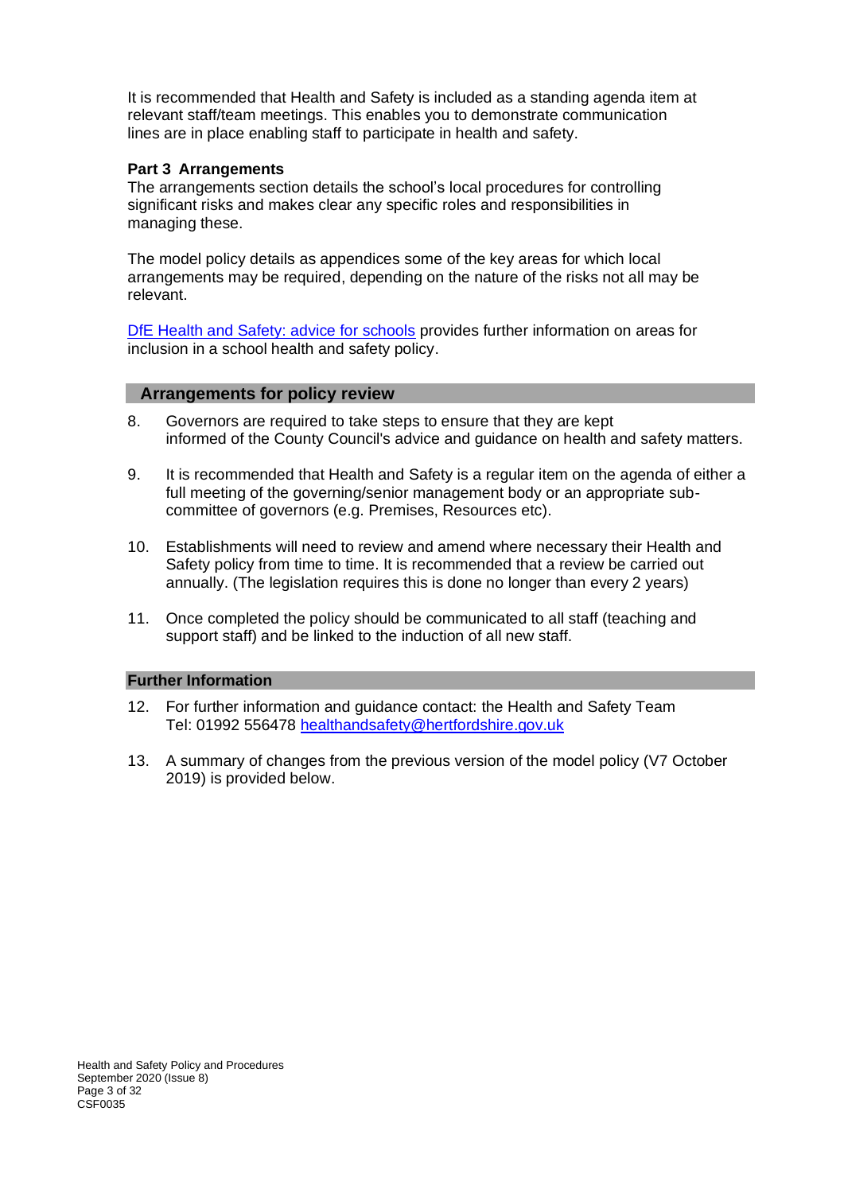It is recommended that Health and Safety is included as a standing agenda item at relevant staff/team meetings. This enables you to demonstrate communication lines are in place enabling staff to participate in health and safety.

**Part 3 Arrangements**

The arrangements section details the school's local procedures for controlling significant risks and makes clear any specific roles and responsibilities in managing these.

The model policy details as appendices some of the key areas for which local arrangements may be required, depending on the nature of the risks not all may be relevant.

[DfE Health and Safety: advice for schools](#) provides further information on areas for inclusion in a school health and safety policy.

## Arrangements for policy review

8. Governors are required to take steps to ensure that they are kept informed of the County Council's advice and guidance on health and safety matters.

9. It is recommended that Health and Safety is a regular item on the agenda of either a full meeting of the governing/senior management body or an appropriate sub-committee of governors (e.g. Premises, Resources etc).

10. Establishments will need to review and amend where necessary their Health and Safety policy from time to time. It is recommended that a review be carried out annually. (The legislation requires this is done no longer than every 2 years)

11. Once completed the policy should be communicated to all staff (teaching and support staff) and be linked to the induction of all new staff.

## Further Information

12. For further information and guidance contact: the Health and Safety Team Tel: 01992 556478 healthandsafety@hertfordshire.gov.uk

13. A summary of changes from the previous version of the model policy (V7 October 2019) is provided below.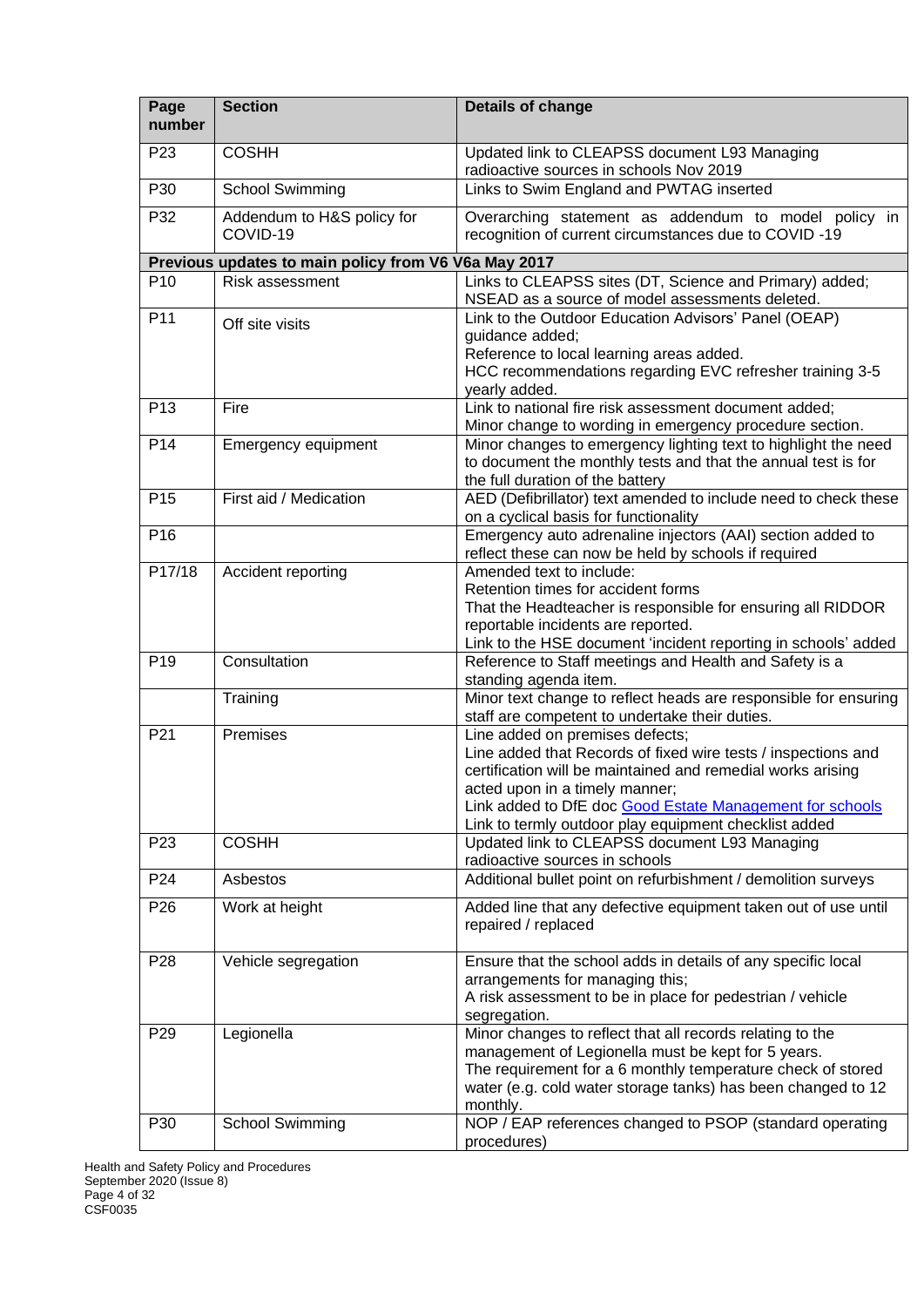| Page number | Section | Details of change |
|---|---|---|
| P23 | COSHH | Updated link to CLEAPSS document L93 Managing radioactive sources in schools Nov 2019 |
| P30 | School Swimming | Links to Swim England and PWTAG inserted |
| P32 | Addendum to H&S policy for COVID-19 | Overarching statement as addendum to model policy in recognition of current circumstances due to COVID -19 |
| **Previous updates to main policy from V6 V6a May 2017** | | |
| P10 | Risk assessment | Links to CLEAPSS sites (DT, Science and Primary) added; NSEAD as a source of model assessments deleted. |
| P11 | Off site visits | Link to the Outdoor Education Advisors' Panel (OEAP) guidance added;<br>Reference to local learning areas added.<br>HCC recommendations regarding EVC refresher training 3-5 yearly added. |
| P13 | Fire | Link to national fire risk assessment document added;<br>Minor change to wording in emergency procedure section. |
| P14 | Emergency equipment | Minor changes to emergency lighting text to highlight the need to document the monthly tests and that the annual test is for the full duration of the battery |
| P15 | First aid / Medication | AED (Defibrillator) text amended to include need to check these on a cyclical basis for functionality |
| P16 | | Emergency auto adrenaline injectors (AAI) section added to reflect these can now be held by schools if required |
| P17/18 | Accident reporting | Amended text to include:<br>Retention times for accident forms<br>That the Headteacher is responsible for ensuring all RIDDOR reportable incidents are reported.<br>Link to the HSE document 'incident reporting in schools' added |
| P19 | Consultation | Reference to Staff meetings and Health and Safety is a standing agenda item. |
| | Training | Minor text change to reflect heads are responsible for ensuring staff are competent to undertake their duties. |
| P21 | Premises | Line added on premises defects;<br>Line added that Records of fixed wire tests / inspections and certification will be maintained and remedial works arising acted upon in a timely manner;<br>Link added to DfE doc [Good Estate Management for schools]<br>Link to termly outdoor play equipment checklist added |
| P23 | COSHH | Updated link to CLEAPSS document L93 Managing radioactive sources in schools |
| P24 | Asbestos | Additional bullet point on refurbishment / demolition surveys |
| P26 | Work at height | Added line that any defective equipment taken out of use until repaired / replaced |
| P28 | Vehicle segregation | Ensure that the school adds in details of any specific local arrangements for managing this;<br>A risk assessment to be in place for pedestrian / vehicle segregation. |
| P29 | Legionella | Minor changes to reflect that all records relating to the management of Legionella must be kept for 5 years.<br>The requirement for a 6 monthly temperature check of stored water (e.g. cold water storage tanks) has been changed to 12 monthly. |
| P30 | School Swimming | NOP / EAP references changed to PSOP (standard operating procedures) |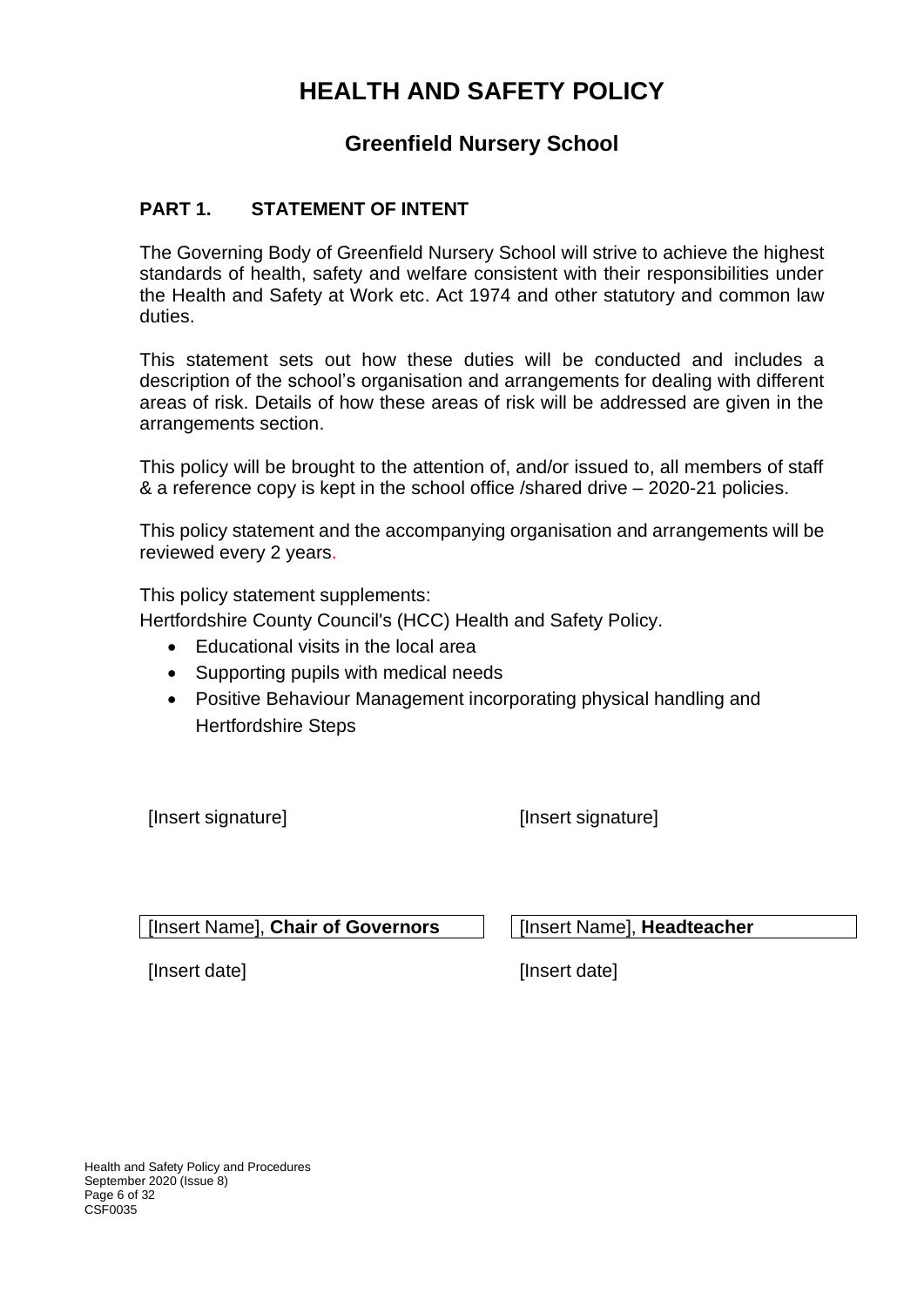# HEALTH AND SAFETY POLICY

## Greenfield Nursery School

### PART 1. STATEMENT OF INTENT

The Governing Body of Greenfield Nursery School will strive to achieve the highest standards of health, safety and welfare consistent with their responsibilities under the Health and Safety at Work etc. Act 1974 and other statutory and common law duties.

This statement sets out how these duties will be conducted and includes a description of the school's organisation and arrangements for dealing with different areas of risk. Details of how these areas of risk will be addressed are given in the arrangements section.

This policy will be brought to the attention of, and/or issued to, all members of staff & a reference copy is kept in the school office /shared drive – 2020-21 policies.

This policy statement and the accompanying organisation and arrangements will be reviewed every 2 years.

This policy statement supplements:
Hertfordshire County Council's (HCC) Health and Safety Policy.

- Educational visits in the local area
- Supporting pupils with medical needs
- Positive Behaviour Management incorporating physical handling and Hertfordshire Steps

| | |
|---|---|
| [Insert signature] | [Insert signature] |
| [Insert Name], **Chair of Governors** | [Insert Name], **Headteacher** |
| [Insert date] | [Insert date] |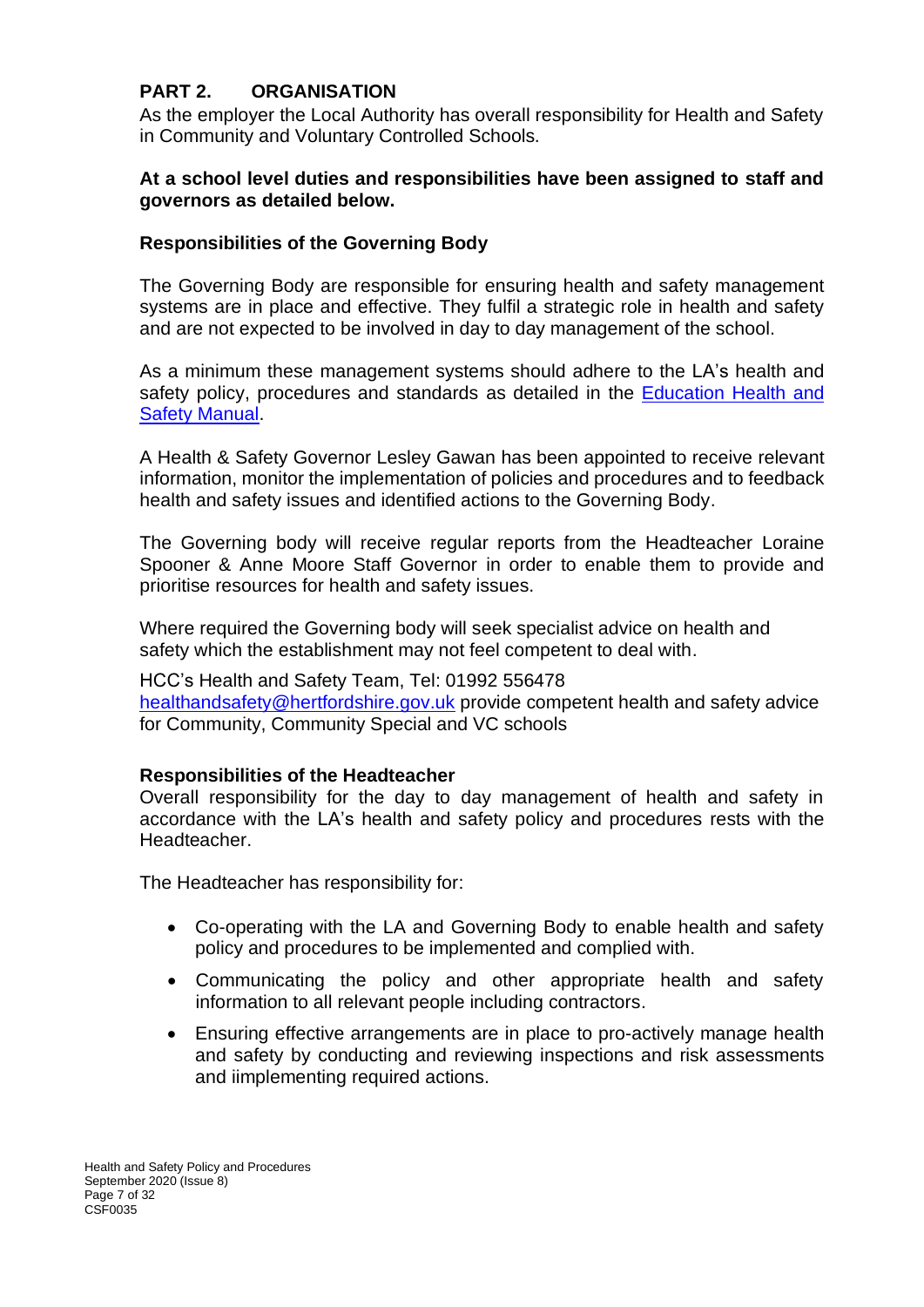## PART 2. ORGANISATION

As the employer the Local Authority has overall responsibility for Health and Safety in Community and Voluntary Controlled Schools.

**At a school level duties and responsibilities have been assigned to staff and governors as detailed below.**

### Responsibilities of the Governing Body

The Governing Body are responsible for ensuring health and safety management systems are in place and effective. They fulfil a strategic role in health and safety and are not expected to be involved in day to day management of the school.

As a minimum these management systems should adhere to the LA's health and safety policy, procedures and standards as detailed in the Education Health and Safety Manual.

A Health & Safety Governor Lesley Gawan has been appointed to receive relevant information, monitor the implementation of policies and procedures and to feedback health and safety issues and identified actions to the Governing Body.

The Governing body will receive regular reports from the Headteacher Loraine Spooner & Anne Moore Staff Governor in order to enable them to provide and prioritise resources for health and safety issues.

Where required the Governing body will seek specialist advice on health and safety which the establishment may not feel competent to deal with.

HCC's Health and Safety Team, Tel: 01992 556478
healthandsafety@hertfordshire.gov.uk provide competent health and safety advice for Community, Community Special and VC schools

### Responsibilities of the Headteacher

Overall responsibility for the day to day management of health and safety in accordance with the LA's health and safety policy and procedures rests with the Headteacher.

The Headteacher has responsibility for:

- Co-operating with the LA and Governing Body to enable health and safety policy and procedures to be implemented and complied with.
- Communicating the policy and other appropriate health and safety information to all relevant people including contractors.
- Ensuring effective arrangements are in place to pro-actively manage health and safety by conducting and reviewing inspections and risk assessments and iimplementing required actions.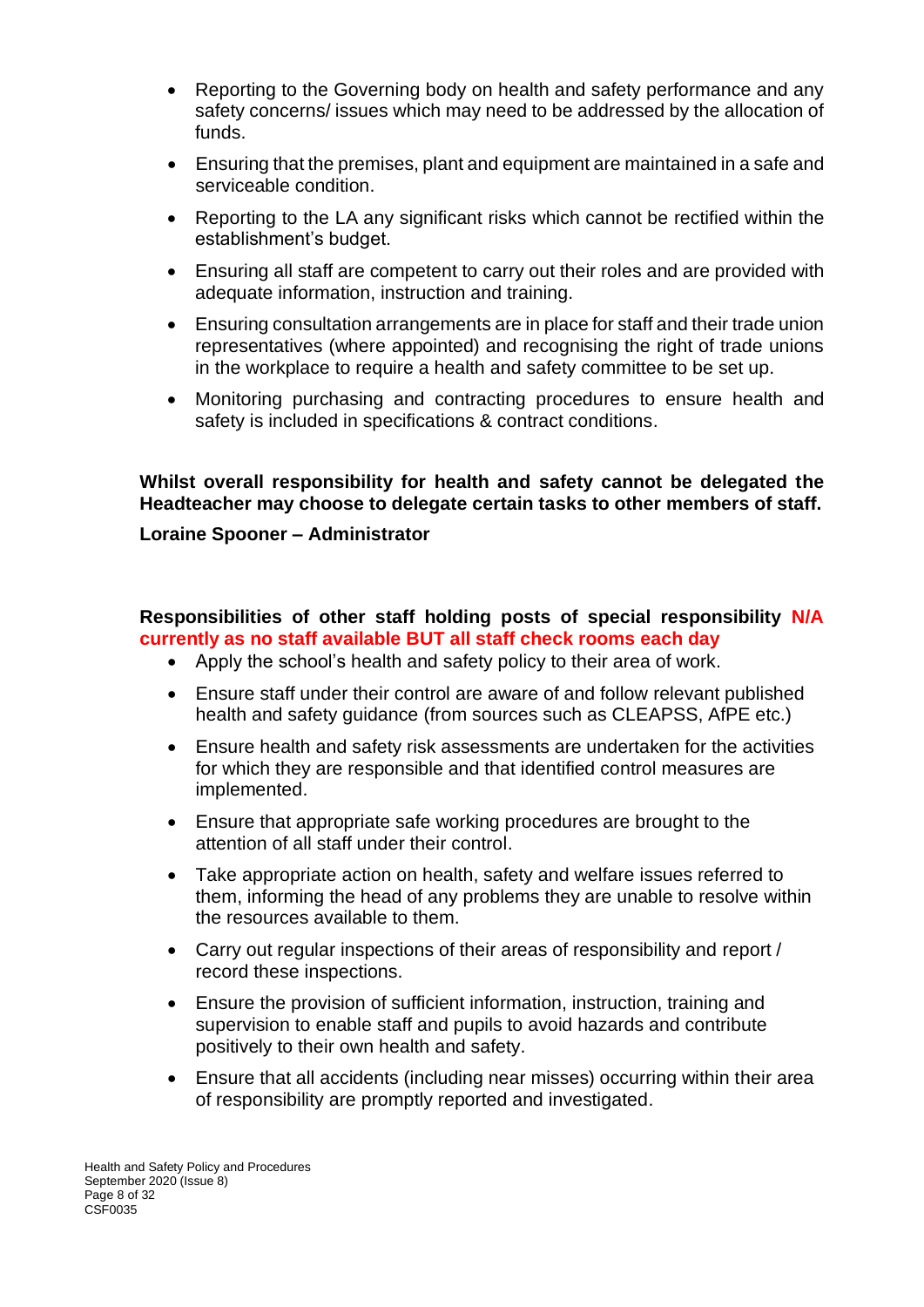- Reporting to the Governing body on health and safety performance and any safety concerns/ issues which may need to be addressed by the allocation of funds.
- Ensuring that the premises, plant and equipment are maintained in a safe and serviceable condition.
- Reporting to the LA any significant risks which cannot be rectified within the establishment's budget.
- Ensuring all staff are competent to carry out their roles and are provided with adequate information, instruction and training.
- Ensuring consultation arrangements are in place for staff and their trade union representatives (where appointed) and recognising the right of trade unions in the workplace to require a health and safety committee to be set up.
- Monitoring purchasing and contracting procedures to ensure health and safety is included in specifications & contract conditions.

**Whilst overall responsibility for health and safety cannot be delegated the Headteacher may choose to delegate certain tasks to other members of staff.**

**Loraine Spooner – Administrator**

**Responsibilities of other staff holding posts of special responsibility N/A currently as no staff available BUT all staff check rooms each day**

- Apply the school's health and safety policy to their area of work.
- Ensure staff under their control are aware of and follow relevant published health and safety guidance (from sources such as CLEAPSS, AfPE etc.)
- Ensure health and safety risk assessments are undertaken for the activities for which they are responsible and that identified control measures are implemented.
- Ensure that appropriate safe working procedures are brought to the attention of all staff under their control.
- Take appropriate action on health, safety and welfare issues referred to them, informing the head of any problems they are unable to resolve within the resources available to them.
- Carry out regular inspections of their areas of responsibility and report / record these inspections.
- Ensure the provision of sufficient information, instruction, training and supervision to enable staff and pupils to avoid hazards and contribute positively to their own health and safety.
- Ensure that all accidents (including near misses) occurring within their area of responsibility are promptly reported and investigated.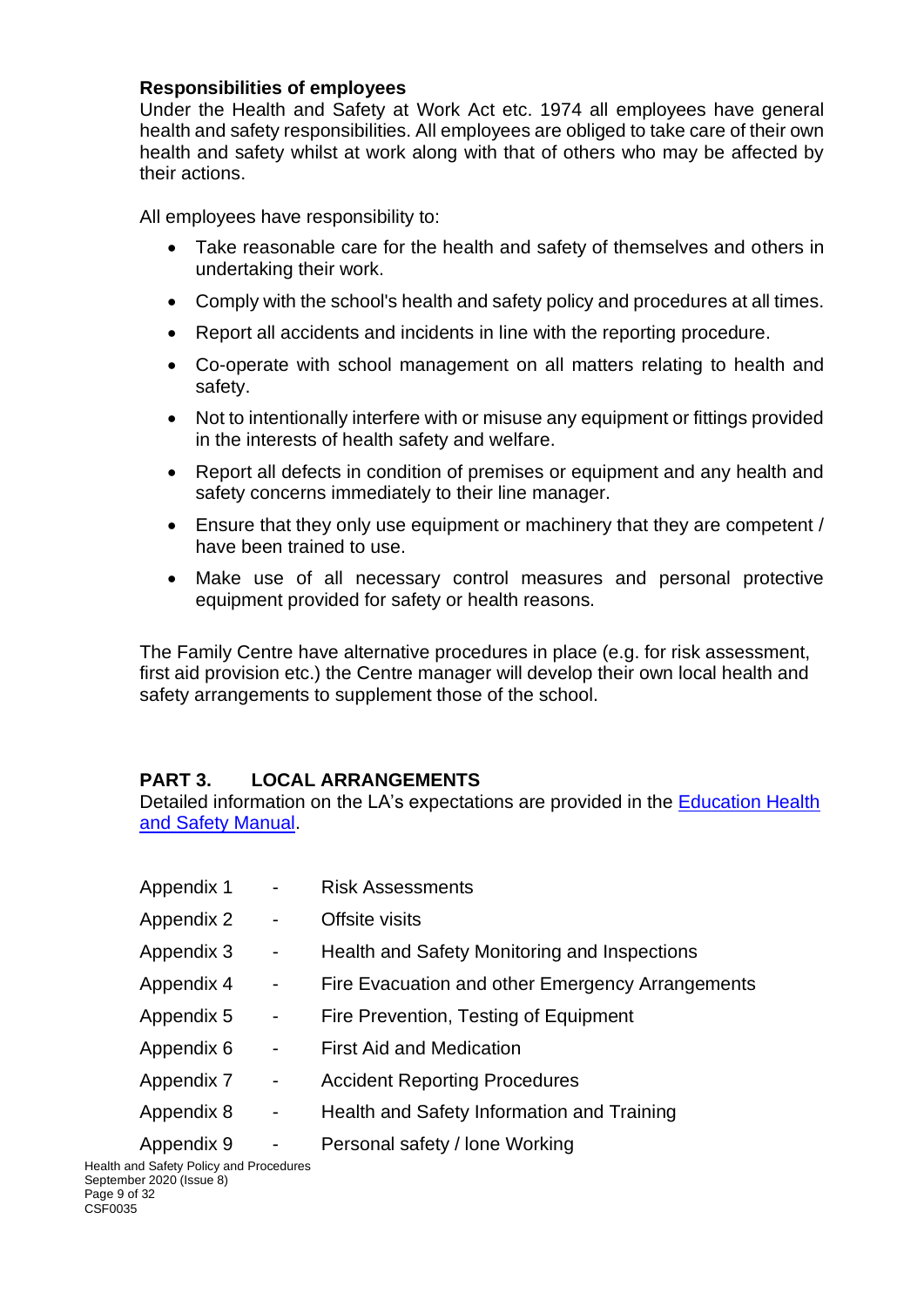**Responsibilities of employees**

Under the Health and Safety at Work Act etc. 1974 all employees have general health and safety responsibilities. All employees are obliged to take care of their own health and safety whilst at work along with that of others who may be affected by their actions.

All employees have responsibility to:

- Take reasonable care for the health and safety of themselves and others in undertaking their work.
- Comply with the school's health and safety policy and procedures at all times.
- Report all accidents and incidents in line with the reporting procedure.
- Co-operate with school management on all matters relating to health and safety.
- Not to intentionally interfere with or misuse any equipment or fittings provided in the interests of health safety and welfare.
- Report all defects in condition of premises or equipment and any health and safety concerns immediately to their line manager.
- Ensure that they only use equipment or machinery that they are competent / have been trained to use.
- Make use of all necessary control measures and personal protective equipment provided for safety or health reasons.

The Family Centre have alternative procedures in place (e.g. for risk assessment, first aid provision etc.) the Centre manager will develop their own local health and safety arrangements to supplement those of the school.

## PART 3. LOCAL ARRANGEMENTS

Detailed information on the LA's expectations are provided in the [Education Health and Safety Manual].

Appendix 1 - Risk Assessments

Appendix 2 - Offsite visits

Appendix 3 - Health and Safety Monitoring and Inspections

Appendix 4 - Fire Evacuation and other Emergency Arrangements

Appendix 5 - Fire Prevention, Testing of Equipment

Appendix 6 - First Aid and Medication

Appendix 7 - Accident Reporting Procedures

Appendix 8 - Health and Safety Information and Training

Appendix 9 - Personal safety / lone Working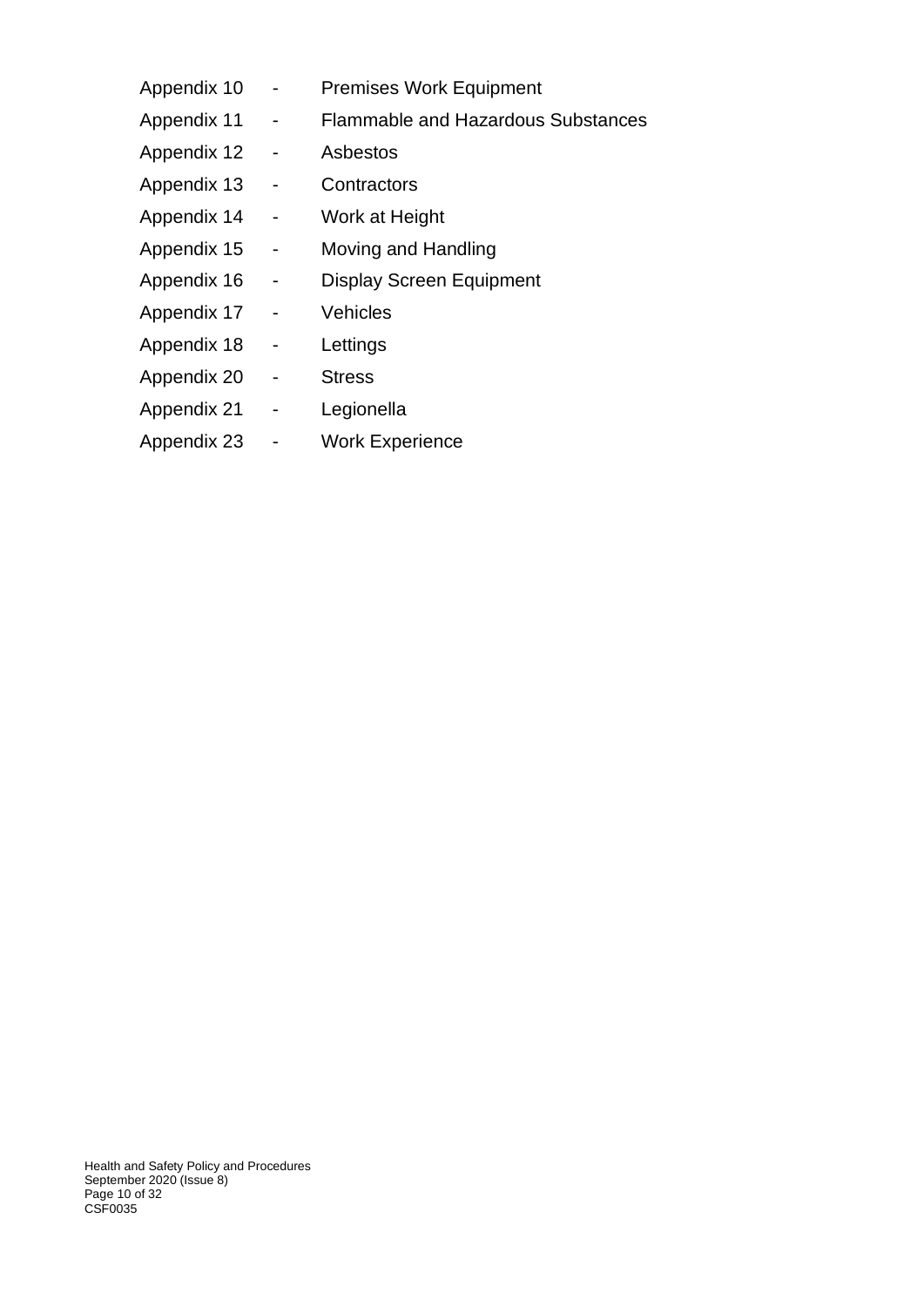Appendix 10 - Premises Work Equipment

Appendix 11 - Flammable and Hazardous Substances

Appendix 12 - Asbestos

Appendix 13 - Contractors

Appendix 14 - Work at Height

Appendix 15 - Moving and Handling

Appendix 16 - Display Screen Equipment

Appendix 17 - Vehicles

Appendix 18 - Lettings

Appendix 20 - Stress

Appendix 21 - Legionella

Appendix 23 - Work Experience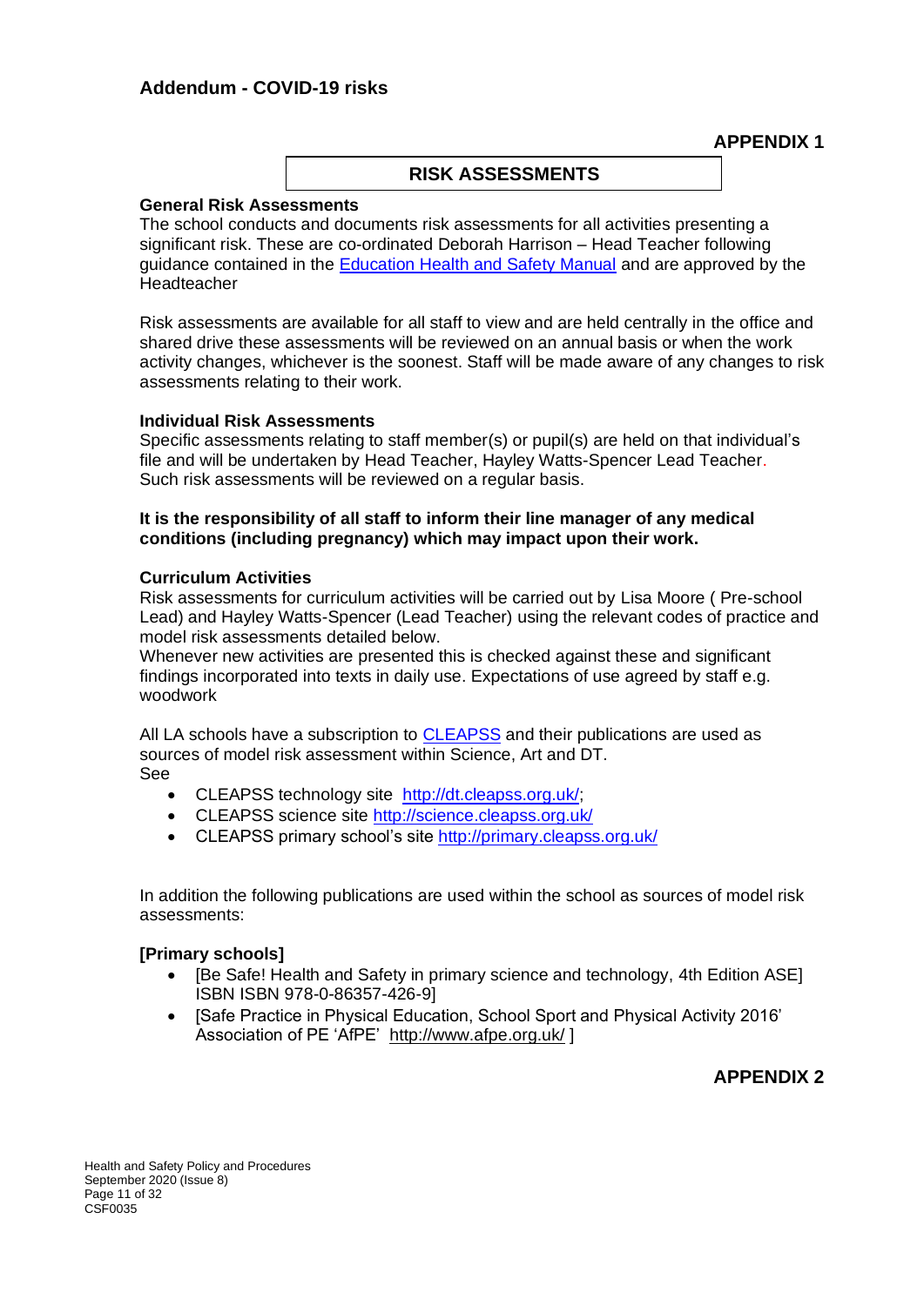## Addendum - COVID-19 risks

**APPENDIX 1**

## RISK ASSESSMENTS

**General Risk Assessments**
The school conducts and documents risk assessments for all activities presenting a significant risk. These are co-ordinated Deborah Harrison – Head Teacher following guidance contained in the Education Health and Safety Manual and are approved by the Headteacher

Risk assessments are available for all staff to view and are held centrally in the office and shared drive these assessments will be reviewed on an annual basis or when the work activity changes, whichever is the soonest. Staff will be made aware of any changes to risk assessments relating to their work.

**Individual Risk Assessments**
Specific assessments relating to staff member(s) or pupil(s) are held on that individual's file and will be undertaken by Head Teacher, Hayley Watts-Spencer Lead Teacher. Such risk assessments will be reviewed on a regular basis.

**It is the responsibility of all staff to inform their line manager of any medical conditions (including pregnancy) which may impact upon their work.**

**Curriculum Activities**
Risk assessments for curriculum activities will be carried out by Lisa Moore ( Pre-school Lead) and Hayley Watts-Spencer (Lead Teacher) using the relevant codes of practice and model risk assessments detailed below.
Whenever new activities are presented this is checked against these and significant findings incorporated into texts in daily use. Expectations of use agreed by staff e.g. woodwork

All LA schools have a subscription to CLEAPSS and their publications are used as sources of model risk assessment within Science, Art and DT.
See

- CLEAPSS technology site http://dt.cleapss.org.uk/;
- CLEAPSS science site http://science.cleapss.org.uk/
- CLEAPSS primary school's site http://primary.cleapss.org.uk/

In addition the following publications are used within the school as sources of model risk assessments:

**[Primary schools]**

- [Be Safe! Health and Safety in primary science and technology, 4th Edition ASE] ISBN ISBN 978-0-86357-426-9]
- [Safe Practice in Physical Education, School Sport and Physical Activity 2016' Association of PE 'AfPE' http://www.afpe.org.uk/ ]

**APPENDIX 2**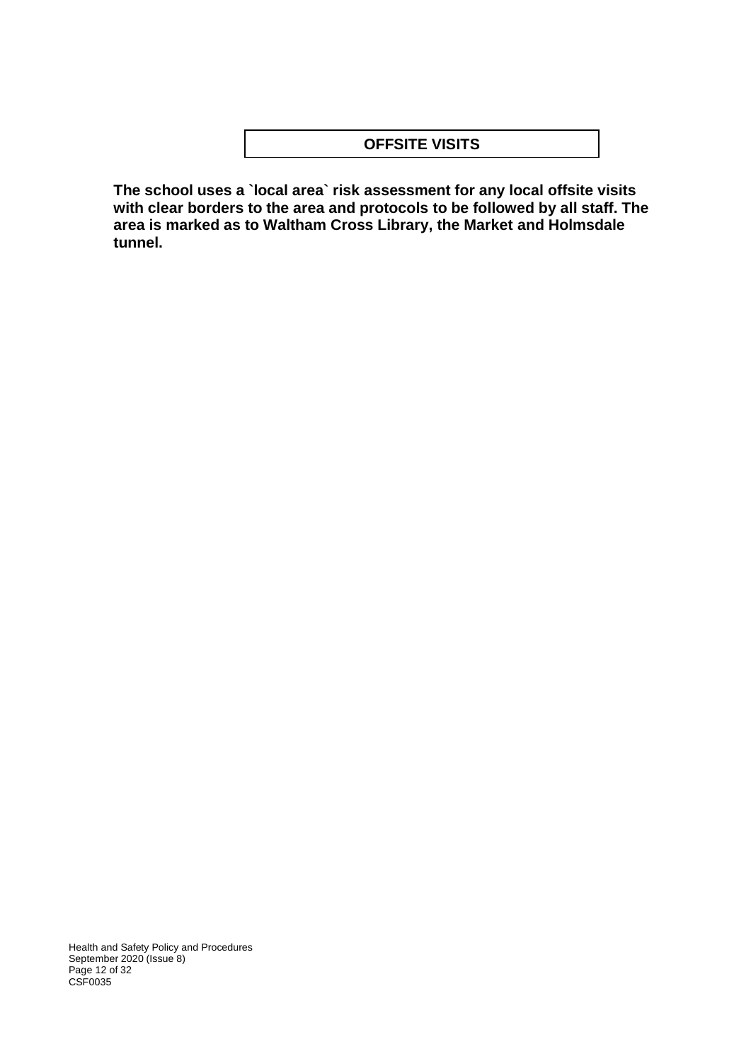## OFFSITE VISITS

**The school uses a `local area` risk assessment for any local offsite visits with clear borders to the area and protocols to be followed by all staff. The area is marked as to Waltham Cross Library, the Market and Holmsdale tunnel.**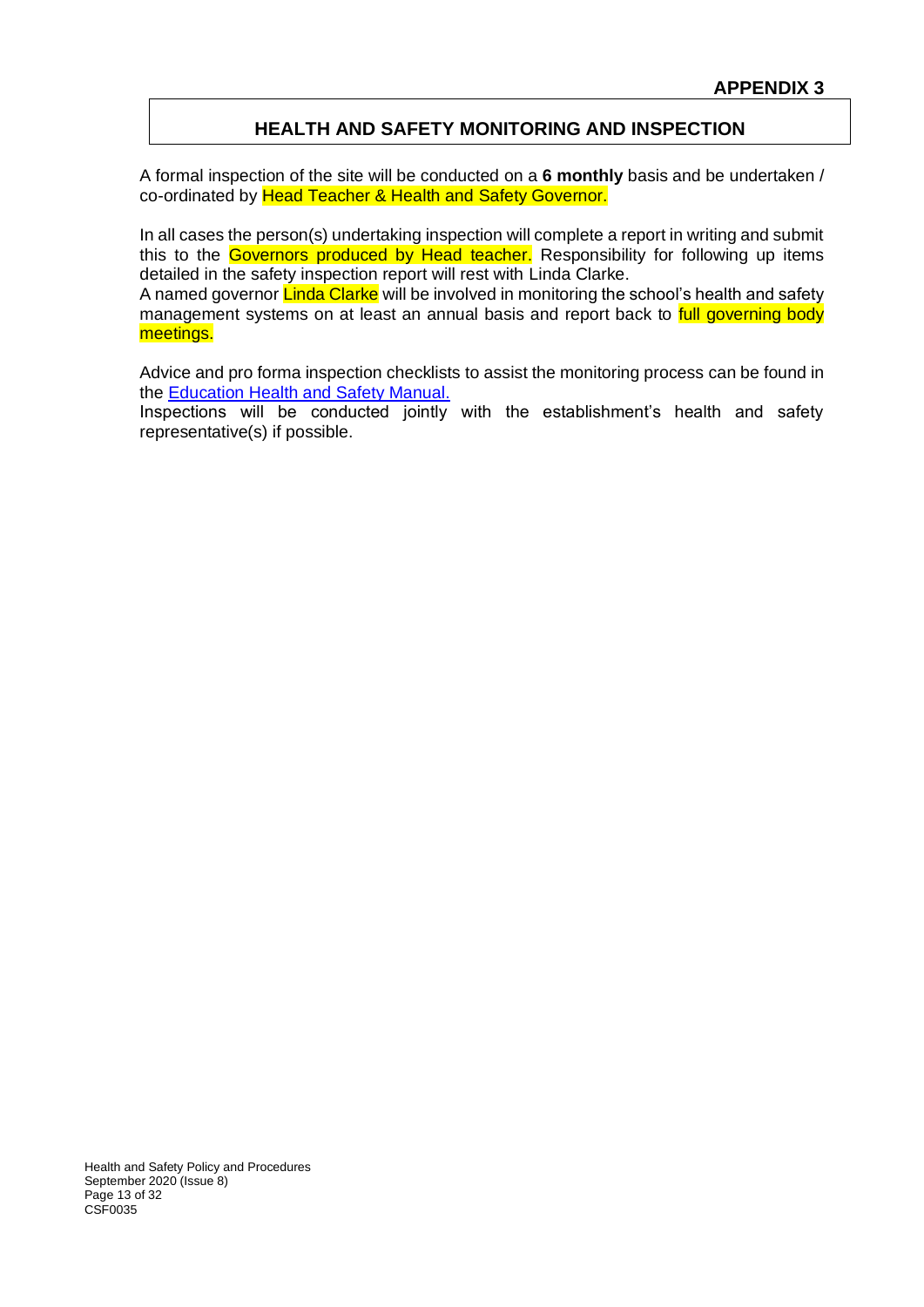**APPENDIX 3**

## HEALTH AND SAFETY MONITORING AND INSPECTION

A formal inspection of the site will be conducted on a **6 monthly** basis and be undertaken / co-ordinated by Head Teacher & Health and Safety Governor.

In all cases the person(s) undertaking inspection will complete a report in writing and submit this to the Governors produced by Head teacher. Responsibility for following up items detailed in the safety inspection report will rest with Linda Clarke.
A named governor Linda Clarke will be involved in monitoring the school's health and safety management systems on at least an annual basis and report back to full governing body meetings.

Advice and pro forma inspection checklists to assist the monitoring process can be found in the Education Health and Safety Manual.
Inspections will be conducted jointly with the establishment's health and safety representative(s) if possible.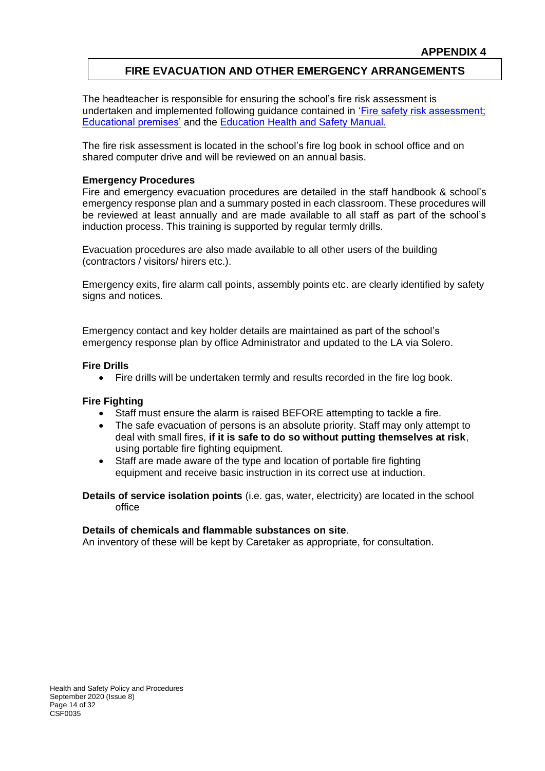**APPENDIX 4**

## FIRE EVACUATION AND OTHER EMERGENCY ARRANGEMENTS

The headteacher is responsible for ensuring the school's fire risk assessment is undertaken and implemented following guidance contained in 'Fire safety risk assessment; Educational premises' and the Education Health and Safety Manual.

The fire risk assessment is located in the school's fire log book in school office and on shared computer drive and will be reviewed on an annual basis.

**Emergency Procedures**

Fire and emergency evacuation procedures are detailed in the staff handbook & school's emergency response plan and a summary posted in each classroom. These procedures will be reviewed at least annually and are made available to all staff as part of the school's induction process. This training is supported by regular termly drills.

Evacuation procedures are also made available to all other users of the building (contractors / visitors/ hirers etc.).

Emergency exits, fire alarm call points, assembly points etc. are clearly identified by safety signs and notices.

Emergency contact and key holder details are maintained as part of the school's emergency response plan by office Administrator and updated to the LA via Solero.

**Fire Drills**

- Fire drills will be undertaken termly and results recorded in the fire log book.

**Fire Fighting**

- Staff must ensure the alarm is raised BEFORE attempting to tackle a fire.
- The safe evacuation of persons is an absolute priority. Staff may only attempt to deal with small fires, **if it is safe to do so without putting themselves at risk**, using portable fire fighting equipment.
- Staff are made aware of the type and location of portable fire fighting equipment and receive basic instruction in its correct use at induction.

**Details of service isolation points** (i.e. gas, water, electricity) are located in the school office

**Details of chemicals and flammable substances on site**.

An inventory of these will be kept by Caretaker as appropriate, for consultation.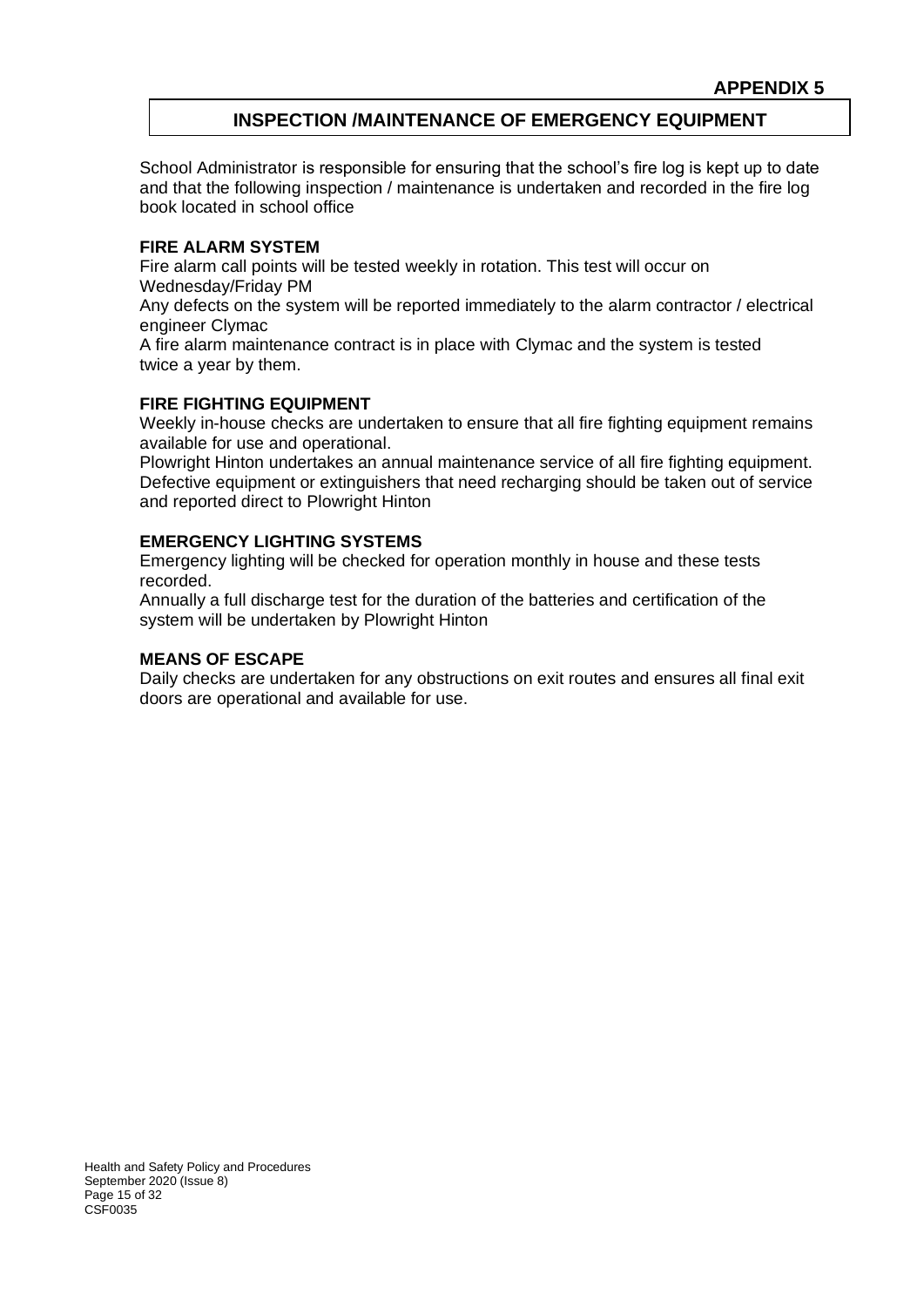**APPENDIX 5**

## INSPECTION /MAINTENANCE OF EMERGENCY EQUIPMENT

School Administrator is responsible for ensuring that the school's fire log is kept up to date and that the following inspection / maintenance is undertaken and recorded in the fire log book located in school office

**FIRE ALARM SYSTEM**

Fire alarm call points will be tested weekly in rotation. This test will occur on Wednesday/Friday PM

Any defects on the system will be reported immediately to the alarm contractor / electrical engineer Clymac

A fire alarm maintenance contract is in place with Clymac and the system is tested twice a year by them.

**FIRE FIGHTING EQUIPMENT**

Weekly in-house checks are undertaken to ensure that all fire fighting equipment remains available for use and operational.

Plowright Hinton undertakes an annual maintenance service of all fire fighting equipment. Defective equipment or extinguishers that need recharging should be taken out of service and reported direct to Plowright Hinton

**EMERGENCY LIGHTING SYSTEMS**

Emergency lighting will be checked for operation monthly in house and these tests recorded.

Annually a full discharge test for the duration of the batteries and certification of the system will be undertaken by Plowright Hinton

**MEANS OF ESCAPE**

Daily checks are undertaken for any obstructions on exit routes and ensures all final exit doors are operational and available for use.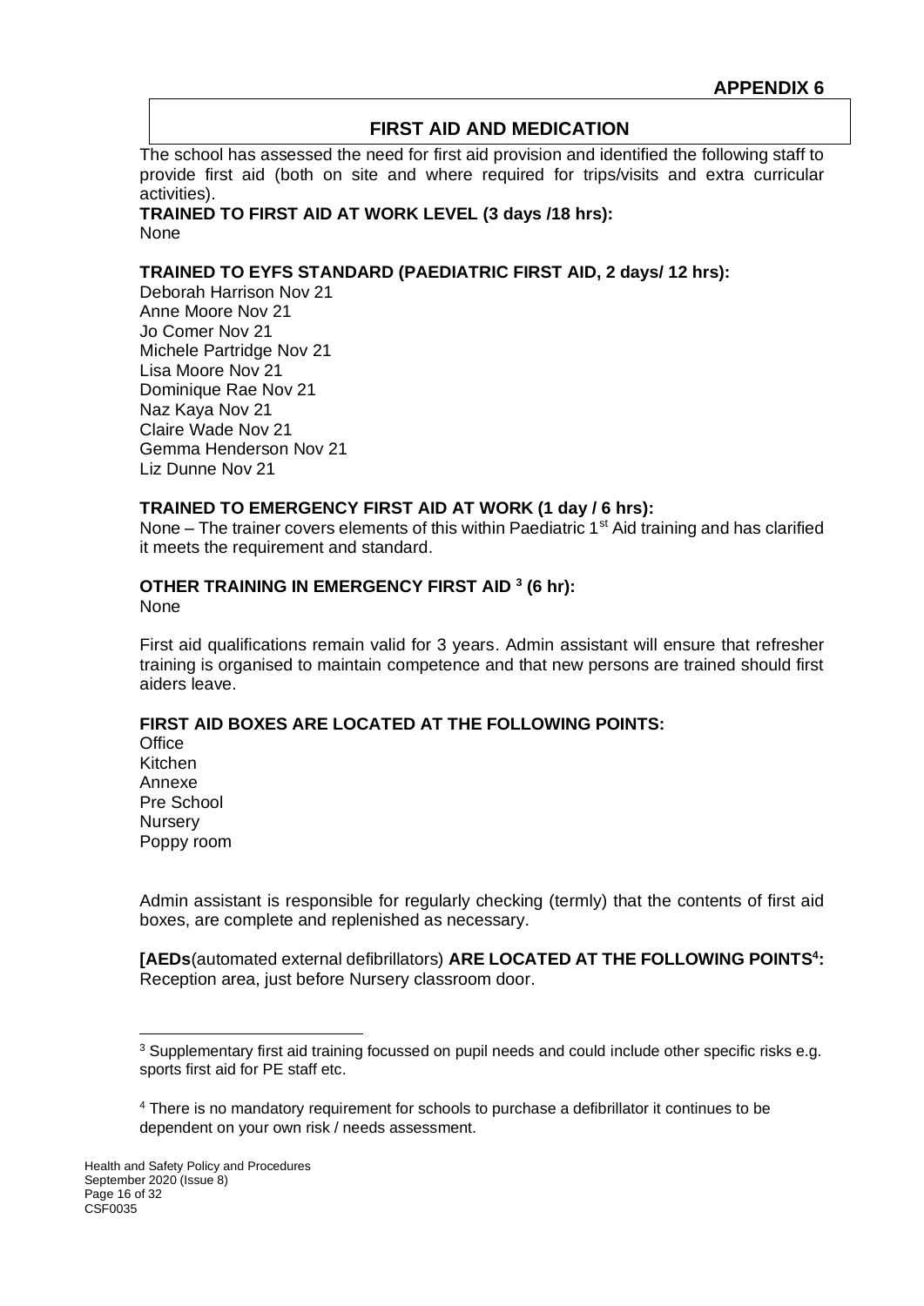**APPENDIX 6**

## FIRST AID AND MEDICATION

The school has assessed the need for first aid provision and identified the following staff to provide first aid (both on site and where required for trips/visits and extra curricular activities).

**TRAINED TO FIRST AID AT WORK LEVEL (3 days /18 hrs):**
None

**TRAINED TO EYFS STANDARD (PAEDIATRIC FIRST AID, 2 days/ 12 hrs):**
Deborah Harrison Nov 21
Anne Moore Nov 21
Jo Comer Nov 21
Michele Partridge Nov 21
Lisa Moore Nov 21
Dominique Rae Nov 21
Naz Kaya Nov 21
Claire Wade Nov 21
Gemma Henderson Nov 21
Liz Dunne Nov 21

**TRAINED TO EMERGENCY FIRST AID AT WORK (1 day / 6 hrs):**
None – The trainer covers elements of this within Paediatric 1st Aid training and has clarified it meets the requirement and standard.

**OTHER TRAINING IN EMERGENCY FIRST AID [3] (6 hr):**
None

First aid qualifications remain valid for 3 years. Admin assistant will ensure that refresher training is organised to maintain competence and that new persons are trained should first aiders leave.

**FIRST AID BOXES ARE LOCATED AT THE FOLLOWING POINTS:**
Office
Kitchen
Annexe
Pre School
Nursery
Poppy room

Admin assistant is responsible for regularly checking (termly) that the contents of first aid boxes, are complete and replenished as necessary.

**[AEDs**(automated external defibrillators) **ARE LOCATED AT THE FOLLOWING POINTS[4]:**
Reception area, just before Nursery classroom door.

---

[3] Supplementary first aid training focussed on pupil needs and could include other specific risks e.g. sports first aid for PE staff etc.

[4] There is no mandatory requirement for schools to purchase a defibrillator it continues to be dependent on your own risk / needs assessment.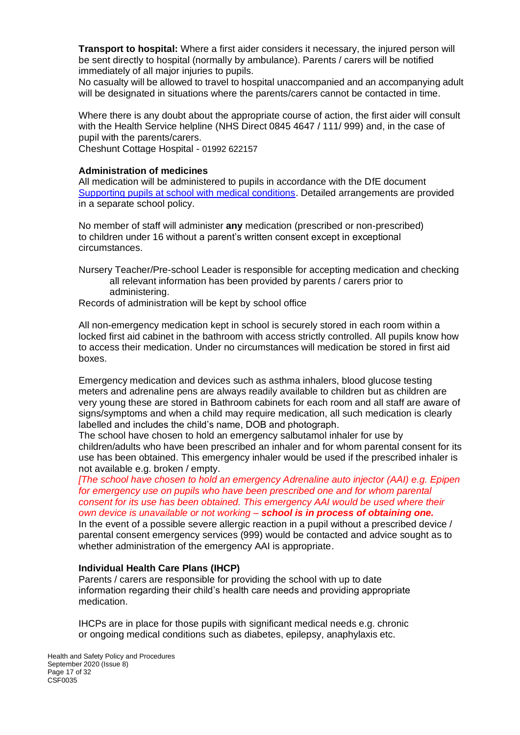**Transport to hospital:** Where a first aider considers it necessary, the injured person will be sent directly to hospital (normally by ambulance). Parents / carers will be notified immediately of all major injuries to pupils.

No casualty will be allowed to travel to hospital unaccompanied and an accompanying adult will be designated in situations where the parents/carers cannot be contacted in time.

Where there is any doubt about the appropriate course of action, the first aider will consult with the Health Service helpline (NHS Direct 0845 4647 / 111/ 999) and, in the case of pupil with the parents/carers.

Cheshunt Cottage Hospital - 01992 622157

### Administration of medicines

All medication will be administered to pupils in accordance with the DfE document [Supporting pupils at school with medical conditions](). Detailed arrangements are provided in a separate school policy.

No member of staff will administer **any** medication (prescribed or non-prescribed) to children under 16 without a parent's written consent except in exceptional circumstances.

Nursery Teacher/Pre-school Leader is responsible for accepting medication and checking all relevant information has been provided by parents / carers prior to administering.

Records of administration will be kept by school office

All non-emergency medication kept in school is securely stored in each room within a locked first aid cabinet in the bathroom with access strictly controlled. All pupils know how to access their medication. Under no circumstances will medication be stored in first aid boxes.

Emergency medication and devices such as asthma inhalers, blood glucose testing meters and adrenaline pens are always readily available to children but as children are very young these are stored in Bathroom cabinets for each room and all staff are aware of signs/symptoms and when a child may require medication, all such medication is clearly labelled and includes the child's name, DOB and photograph.

The school have chosen to hold an emergency salbutamol inhaler for use by children/adults who have been prescribed an inhaler and for whom parental consent for its use has been obtained. This emergency inhaler would be used if the prescribed inhaler is not available e.g. broken / empty.

*[The school have chosen to hold an emergency Adrenaline auto injector (AAI) e.g. Epipen for emergency use on pupils who have been prescribed one and for whom parental consent for its use has been obtained. This emergency AAI would be used where their own device is unavailable or not working –* ***school is in process of obtaining one.***

In the event of a possible severe allergic reaction in a pupil without a prescribed device / parental consent emergency services (999) would be contacted and advice sought as to whether administration of the emergency AAI is appropriate.

### Individual Health Care Plans (IHCP)

Parents / carers are responsible for providing the school with up to date information regarding their child's health care needs and providing appropriate medication.

IHCPs are in place for those pupils with significant medical needs e.g. chronic or ongoing medical conditions such as diabetes, epilepsy, anaphylaxis etc.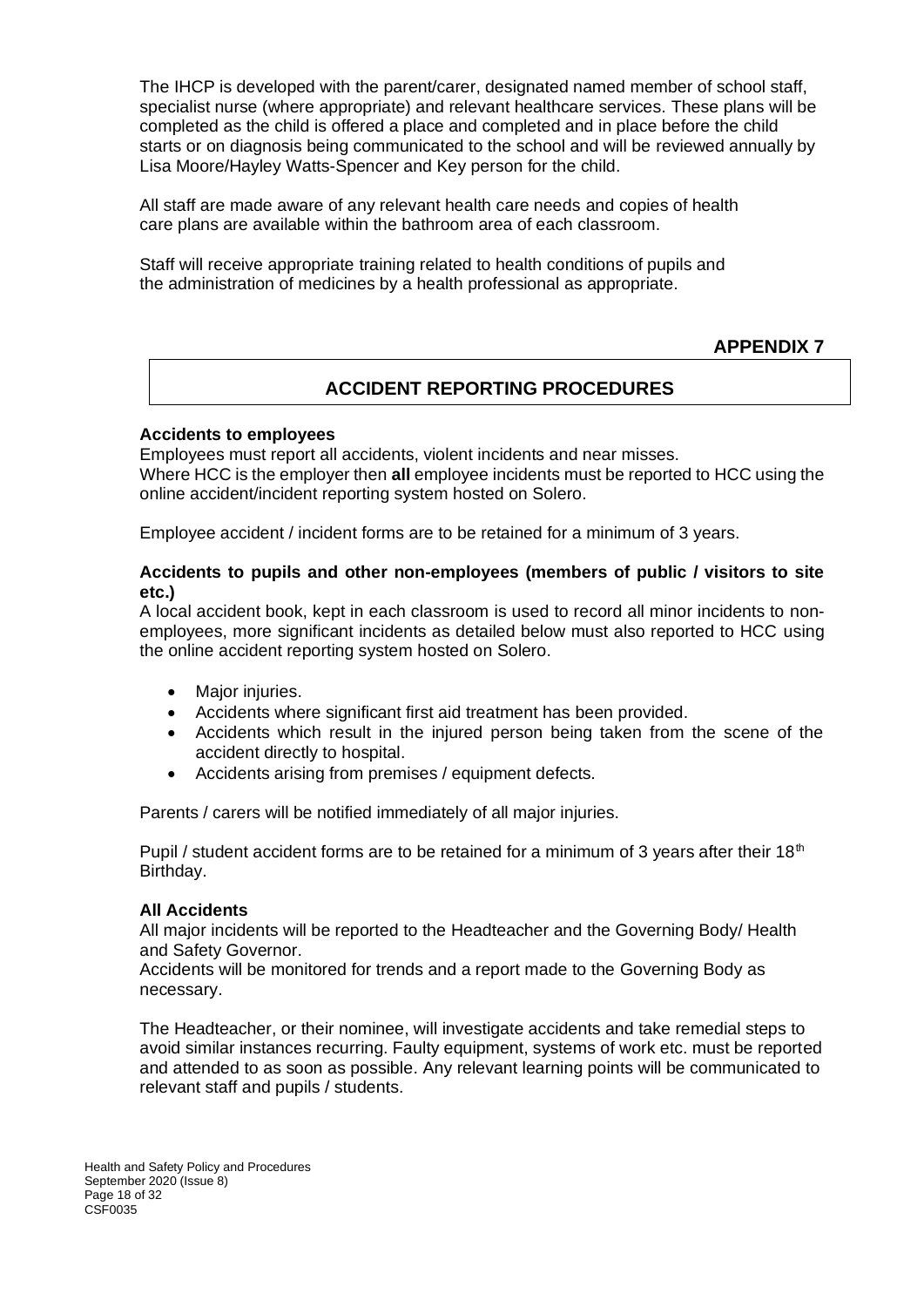The IHCP is developed with the parent/carer, designated named member of school staff, specialist nurse (where appropriate) and relevant healthcare services. These plans will be completed as the child is offered a place and completed and in place before the child starts or on diagnosis being communicated to the school and will be reviewed annually by Lisa Moore/Hayley Watts-Spencer and Key person for the child.

All staff are made aware of any relevant health care needs and copies of health care plans are available within the bathroom area of each classroom.

Staff will receive appropriate training related to health conditions of pupils and the administration of medicines by a health professional as appropriate.

**APPENDIX 7**

## ACCIDENT REPORTING PROCEDURES

**Accidents to employees**

Employees must report all accidents, violent incidents and near misses.
Where HCC is the employer then **all** employee incidents must be reported to HCC using the online accident/incident reporting system hosted on Solero.

Employee accident / incident forms are to be retained for a minimum of 3 years.

**Accidents to pupils and other non-employees (members of public / visitors to site etc.)**

A local accident book, kept in each classroom is used to record all minor incidents to non-employees, more significant incidents as detailed below must also reported to HCC using the online accident reporting system hosted on Solero.

- Major injuries.
- Accidents where significant first aid treatment has been provided.
- Accidents which result in the injured person being taken from the scene of the accident directly to hospital.
- Accidents arising from premises / equipment defects.

Parents / carers will be notified immediately of all major injuries.

Pupil / student accident forms are to be retained for a minimum of 3 years after their 18th Birthday.

**All Accidents**

All major incidents will be reported to the Headteacher and the Governing Body/ Health and Safety Governor.
Accidents will be monitored for trends and a report made to the Governing Body as necessary.

The Headteacher, or their nominee, will investigate accidents and take remedial steps to avoid similar instances recurring. Faulty equipment, systems of work etc. must be reported and attended to as soon as possible. Any relevant learning points will be communicated to relevant staff and pupils / students.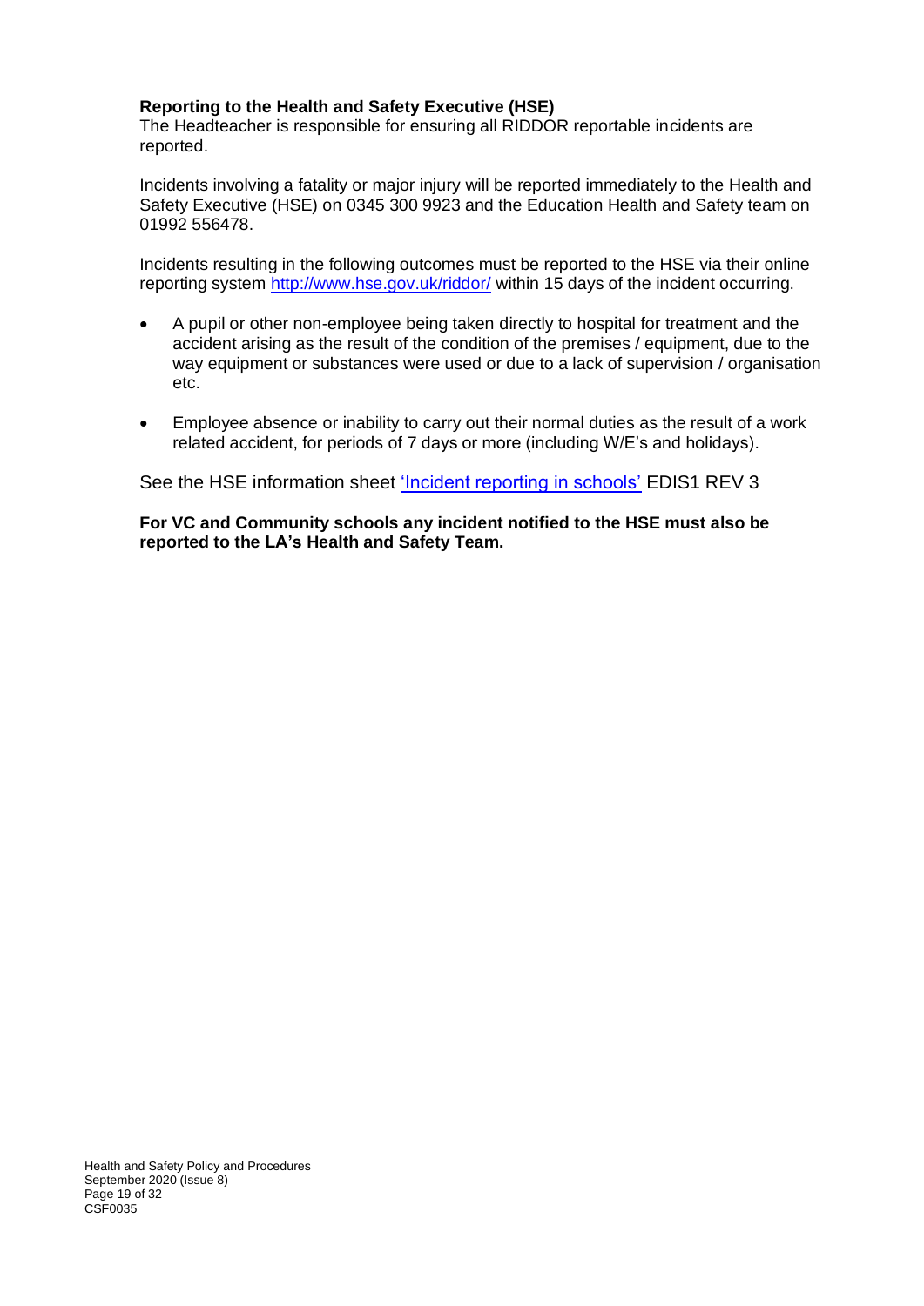**Reporting to the Health and Safety Executive (HSE)**

The Headteacher is responsible for ensuring all RIDDOR reportable incidents are reported.

Incidents involving a fatality or major injury will be reported immediately to the Health and Safety Executive (HSE) on 0345 300 9923 and the Education Health and Safety team on 01992 556478.

Incidents resulting in the following outcomes must be reported to the HSE via their online reporting system http://www.hse.gov.uk/riddor/ within 15 days of the incident occurring.

- A pupil or other non-employee being taken directly to hospital for treatment and the accident arising as the result of the condition of the premises / equipment, due to the way equipment or substances were used or due to a lack of supervision / organisation etc.
- Employee absence or inability to carry out their normal duties as the result of a work related accident, for periods of 7 days or more (including W/E's and holidays).

See the HSE information sheet 'Incident reporting in schools' EDIS1 REV 3

**For VC and Community schools any incident notified to the HSE must also be reported to the LA's Health and Safety Team.**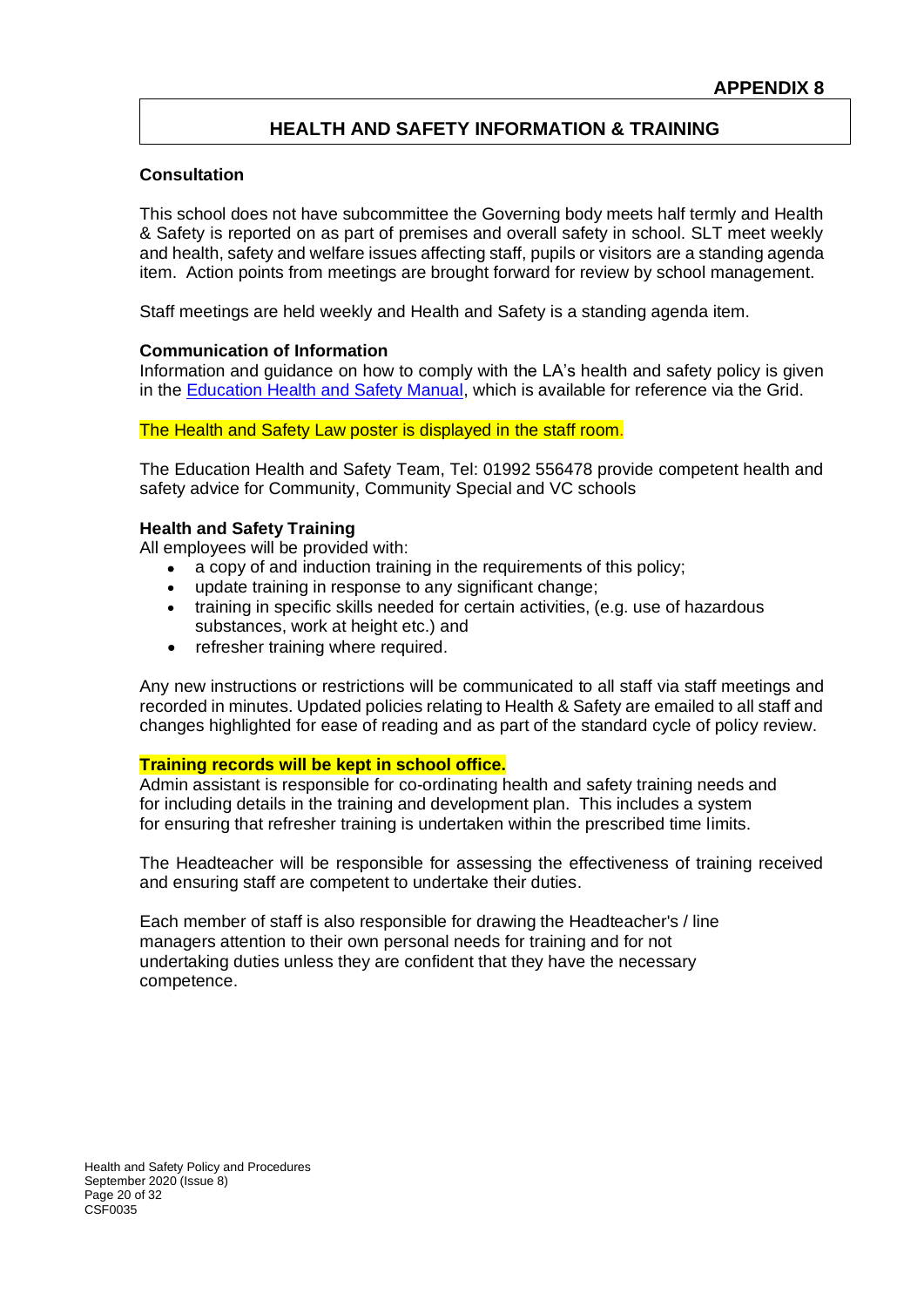**APPENDIX 8**

## HEALTH AND SAFETY INFORMATION & TRAINING

### Consultation

This school does not have subcommittee the Governing body meets half termly and Health & Safety is reported on as part of premises and overall safety in school. SLT meet weekly and health, safety and welfare issues affecting staff, pupils or visitors are a standing agenda item. Action points from meetings are brought forward for review by school management.

Staff meetings are held weekly and Health and Safety is a standing agenda item.

### Communication of Information

Information and guidance on how to comply with the LA's health and safety policy is given in the Education Health and Safety Manual, which is available for reference via the Grid.

The Health and Safety Law poster is displayed in the staff room.

The Education Health and Safety Team, Tel: 01992 556478 provide competent health and safety advice for Community, Community Special and VC schools

### Health and Safety Training

All employees will be provided with:

- a copy of and induction training in the requirements of this policy;
- update training in response to any significant change;
- training in specific skills needed for certain activities, (e.g. use of hazardous substances, work at height etc.) and
- refresher training where required.

Any new instructions or restrictions will be communicated to all staff via staff meetings and recorded in minutes. Updated policies relating to Health & Safety are emailed to all staff and changes highlighted for ease of reading and as part of the standard cycle of policy review.

**Training records will be kept in school office.**

Admin assistant is responsible for co-ordinating health and safety training needs and for including details in the training and development plan. This includes a system for ensuring that refresher training is undertaken within the prescribed time limits.

The Headteacher will be responsible for assessing the effectiveness of training received and ensuring staff are competent to undertake their duties.

Each member of staff is also responsible for drawing the Headteacher's / line managers attention to their own personal needs for training and for not undertaking duties unless they are confident that they have the necessary competence.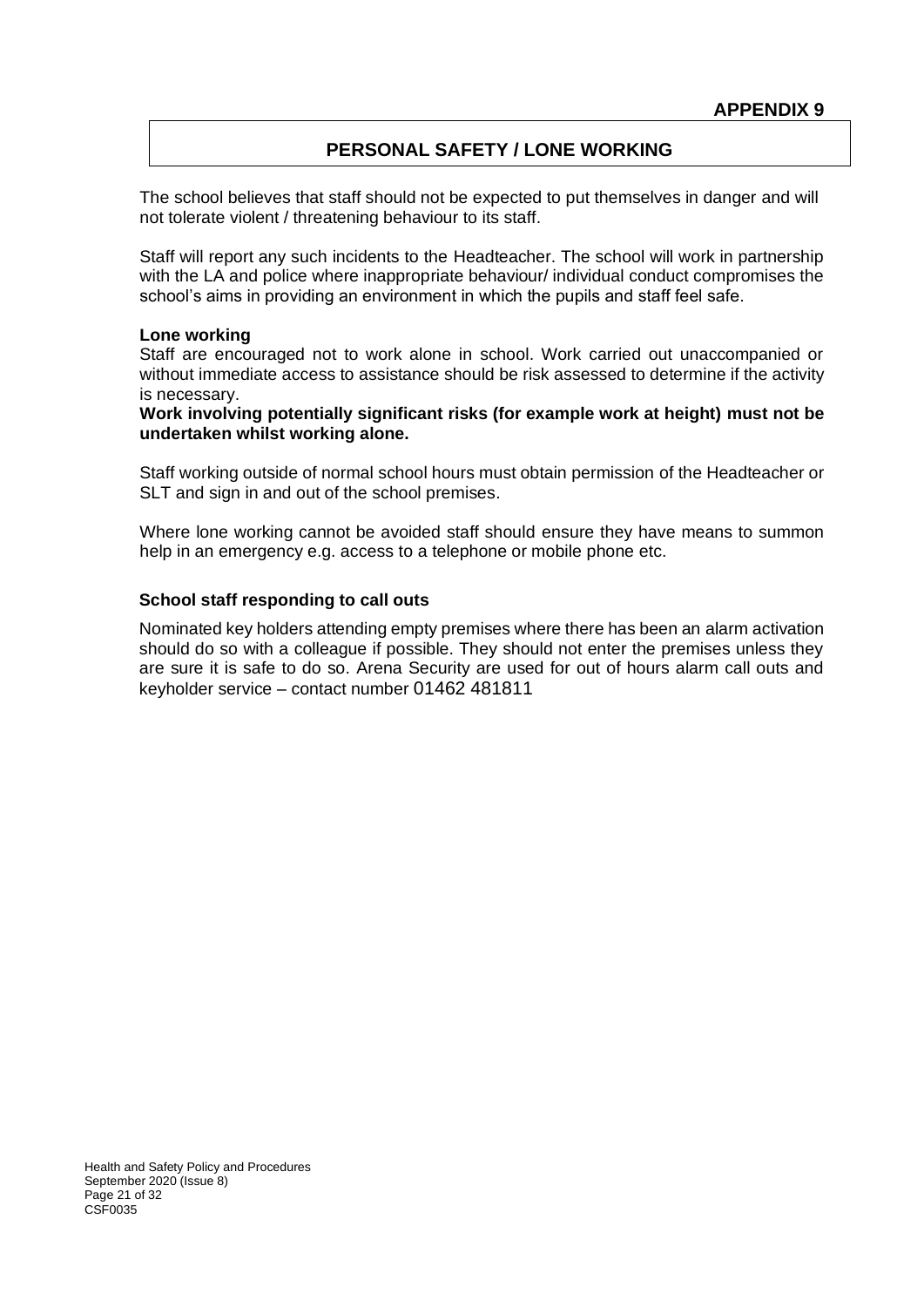**APPENDIX 9**

## PERSONAL SAFETY / LONE WORKING

The school believes that staff should not be expected to put themselves in danger and will not tolerate violent / threatening behaviour to its staff.

Staff will report any such incidents to the Headteacher. The school will work in partnership with the LA and police where inappropriate behaviour/ individual conduct compromises the school's aims in providing an environment in which the pupils and staff feel safe.

### Lone working

Staff are encouraged not to work alone in school. Work carried out unaccompanied or without immediate access to assistance should be risk assessed to determine if the activity is necessary.

**Work involving potentially significant risks (for example work at height) must not be undertaken whilst working alone.**

Staff working outside of normal school hours must obtain permission of the Headteacher or SLT and sign in and out of the school premises.

Where lone working cannot be avoided staff should ensure they have means to summon help in an emergency e.g. access to a telephone or mobile phone etc.

### School staff responding to call outs

Nominated key holders attending empty premises where there has been an alarm activation should do so with a colleague if possible. They should not enter the premises unless they are sure it is safe to do so. Arena Security are used for out of hours alarm call outs and keyholder service – contact number 01462 481811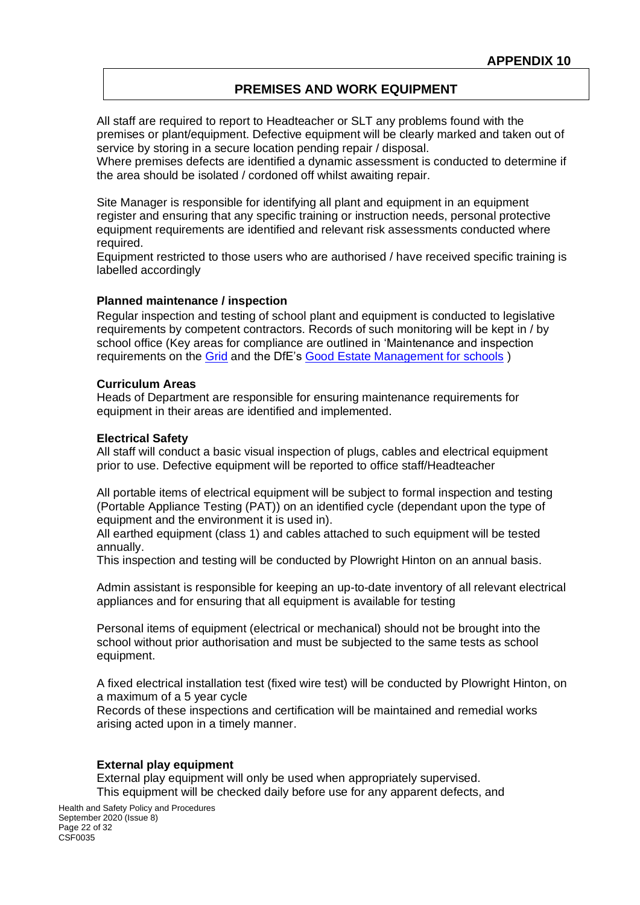**APPENDIX 10**

## PREMISES AND WORK EQUIPMENT

All staff are required to report to Headteacher or SLT any problems found with the premises or plant/equipment. Defective equipment will be clearly marked and taken out of service by storing in a secure location pending repair / disposal.
Where premises defects are identified a dynamic assessment is conducted to determine if the area should be isolated / cordoned off whilst awaiting repair.

Site Manager is responsible for identifying all plant and equipment in an equipment register and ensuring that any specific training or instruction needs, personal protective equipment requirements are identified and relevant risk assessments conducted where required.
Equipment restricted to those users who are authorised / have received specific training is labelled accordingly

**Planned maintenance / inspection**

Regular inspection and testing of school plant and equipment is conducted to legislative requirements by competent contractors. Records of such monitoring will be kept in / by school office (Key areas for compliance are outlined in 'Maintenance and inspection requirements on the Grid and the DfE's Good Estate Management for schools )

**Curriculum Areas**

Heads of Department are responsible for ensuring maintenance requirements for equipment in their areas are identified and implemented.

**Electrical Safety**

All staff will conduct a basic visual inspection of plugs, cables and electrical equipment prior to use. Defective equipment will be reported to office staff/Headteacher

All portable items of electrical equipment will be subject to formal inspection and testing (Portable Appliance Testing (PAT)) on an identified cycle (dependant upon the type of equipment and the environment it is used in).
All earthed equipment (class 1) and cables attached to such equipment will be tested annually.
This inspection and testing will be conducted by Plowright Hinton on an annual basis.

Admin assistant is responsible for keeping an up-to-date inventory of all relevant electrical appliances and for ensuring that all equipment is available for testing

Personal items of equipment (electrical or mechanical) should not be brought into the school without prior authorisation and must be subjected to the same tests as school equipment.

A fixed electrical installation test (fixed wire test) will be conducted by Plowright Hinton, on a maximum of a 5 year cycle
Records of these inspections and certification will be maintained and remedial works arising acted upon in a timely manner.

**External play equipment**

External play equipment will only be used when appropriately supervised.
This equipment will be checked daily before use for any apparent defects, and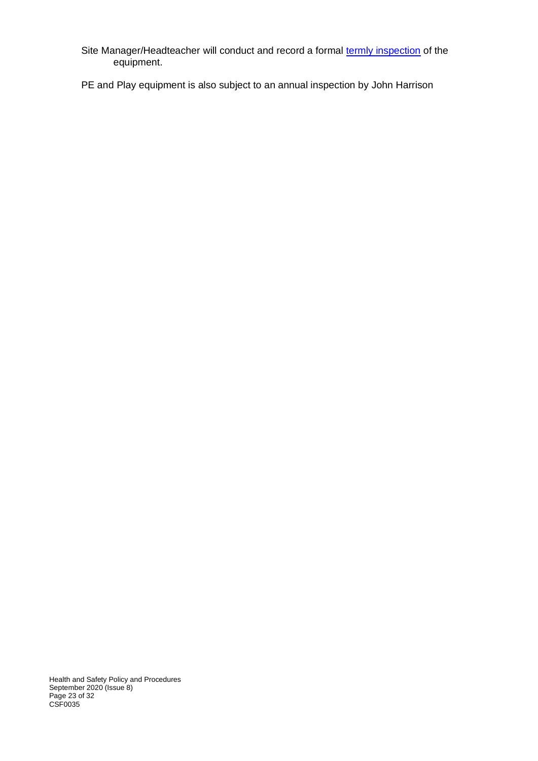Site Manager/Headteacher will conduct and record a formal [termly inspection]() of the equipment.

PE and Play equipment is also subject to an annual inspection by John Harrison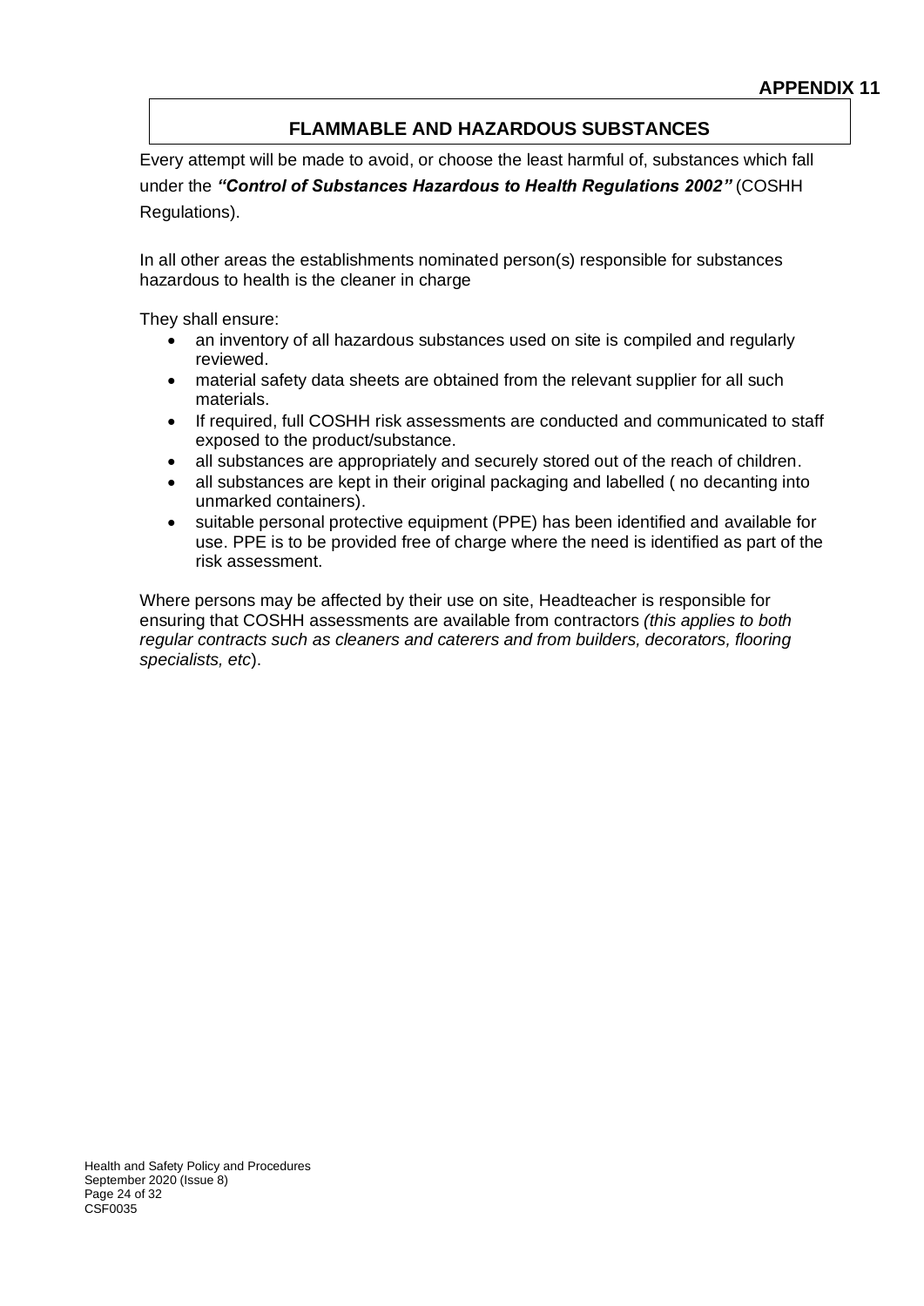**APPENDIX 11**

## FLAMMABLE AND HAZARDOUS SUBSTANCES

Every attempt will be made to avoid, or choose the least harmful of, substances which fall under the ***"Control of Substances Hazardous to Health Regulations 2002"*** (COSHH Regulations).

In all other areas the establishments nominated person(s) responsible for substances hazardous to health is the cleaner in charge

They shall ensure:

- an inventory of all hazardous substances used on site is compiled and regularly reviewed.
- material safety data sheets are obtained from the relevant supplier for all such materials.
- If required, full COSHH risk assessments are conducted and communicated to staff exposed to the product/substance.
- all substances are appropriately and securely stored out of the reach of children.
- all substances are kept in their original packaging and labelled ( no decanting into unmarked containers).
- suitable personal protective equipment (PPE) has been identified and available for use. PPE is to be provided free of charge where the need is identified as part of the risk assessment.

Where persons may be affected by their use on site, Headteacher is responsible for ensuring that COSHH assessments are available from contractors *(this applies to both regular contracts such as cleaners and caterers and from builders, decorators, flooring specialists, etc*).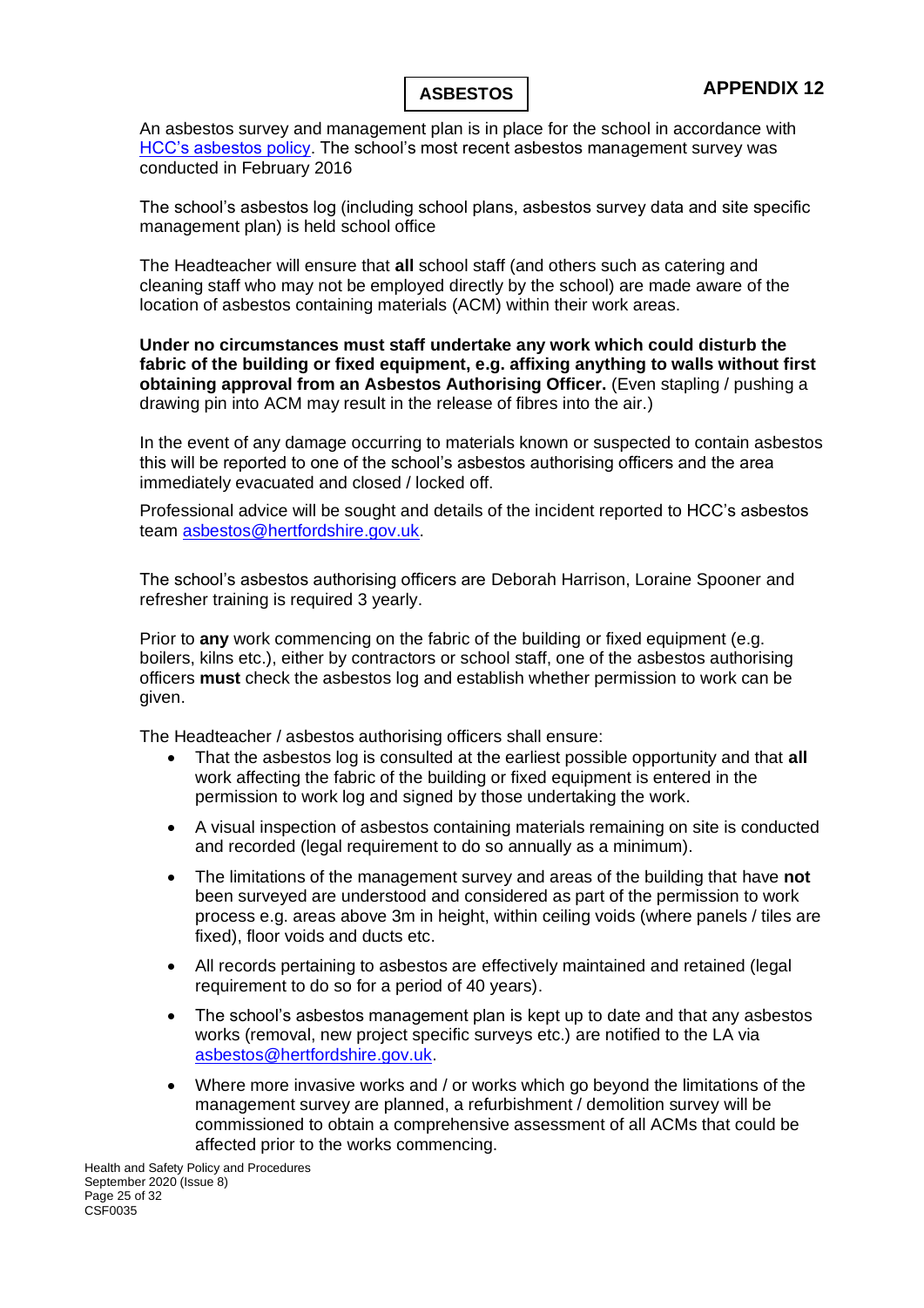**APPENDIX 12**

# ASBESTOS

An asbestos survey and management plan is in place for the school in accordance with HCC's asbestos policy. The school's most recent asbestos management survey was conducted in February 2016

The school's asbestos log (including school plans, asbestos survey data and site specific management plan) is held school office

The Headteacher will ensure that **all** school staff (and others such as catering and cleaning staff who may not be employed directly by the school) are made aware of the location of asbestos containing materials (ACM) within their work areas.

**Under no circumstances must staff undertake any work which could disturb the fabric of the building or fixed equipment, e.g. affixing anything to walls without first obtaining approval from an Asbestos Authorising Officer.** (Even stapling / pushing a drawing pin into ACM may result in the release of fibres into the air.)

In the event of any damage occurring to materials known or suspected to contain asbestos this will be reported to one of the school's asbestos authorising officers and the area immediately evacuated and closed / locked off.

Professional advice will be sought and details of the incident reported to HCC's asbestos team asbestos@hertfordshire.gov.uk.

The school's asbestos authorising officers are Deborah Harrison, Loraine Spooner and refresher training is required 3 yearly.

Prior to **any** work commencing on the fabric of the building or fixed equipment (e.g. boilers, kilns etc.), either by contractors or school staff, one of the asbestos authorising officers **must** check the asbestos log and establish whether permission to work can be given.

The Headteacher / asbestos authorising officers shall ensure:

- That the asbestos log is consulted at the earliest possible opportunity and that **all** work affecting the fabric of the building or fixed equipment is entered in the permission to work log and signed by those undertaking the work.
- A visual inspection of asbestos containing materials remaining on site is conducted and recorded (legal requirement to do so annually as a minimum).
- The limitations of the management survey and areas of the building that have **not** been surveyed are understood and considered as part of the permission to work process e.g. areas above 3m in height, within ceiling voids (where panels / tiles are fixed), floor voids and ducts etc.
- All records pertaining to asbestos are effectively maintained and retained (legal requirement to do so for a period of 40 years).
- The school's asbestos management plan is kept up to date and that any asbestos works (removal, new project specific surveys etc.) are notified to the LA via asbestos@hertfordshire.gov.uk.
- Where more invasive works and / or works which go beyond the limitations of the management survey are planned, a refurbishment / demolition survey will be commissioned to obtain a comprehensive assessment of all ACMs that could be affected prior to the works commencing.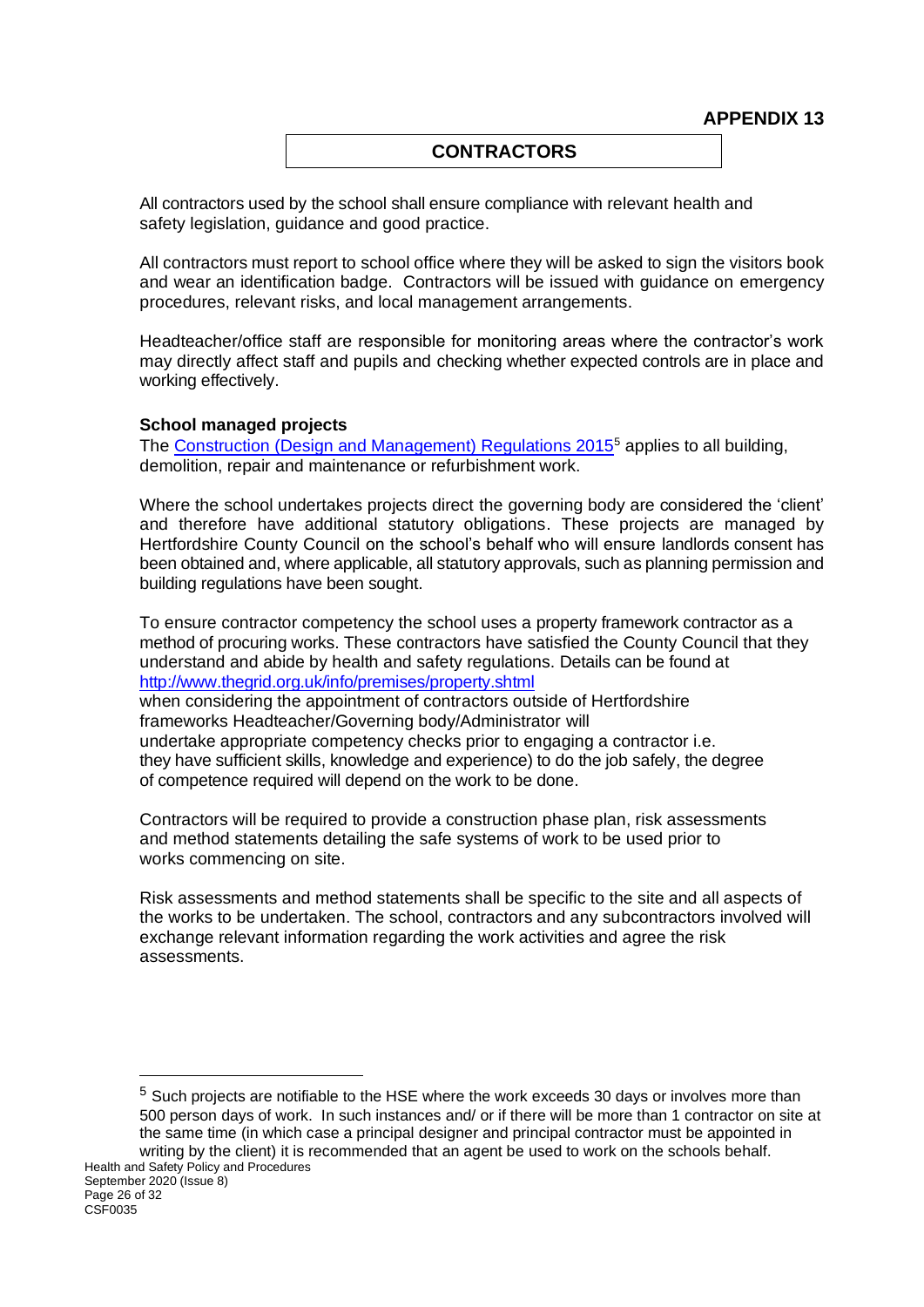**APPENDIX 13**

## CONTRACTORS

All contractors used by the school shall ensure compliance with relevant health and safety legislation, guidance and good practice.

All contractors must report to school office where they will be asked to sign the visitors book and wear an identification badge. Contractors will be issued with guidance on emergency procedures, relevant risks, and local management arrangements.

Headteacher/office staff are responsible for monitoring areas where the contractor's work may directly affect staff and pupils and checking whether expected controls are in place and working effectively.

**School managed projects**

The Construction (Design and Management) Regulations 2015[5] applies to all building, demolition, repair and maintenance or refurbishment work.

Where the school undertakes projects direct the governing body are considered the 'client' and therefore have additional statutory obligations. These projects are managed by Hertfordshire County Council on the school's behalf who will ensure landlords consent has been obtained and, where applicable, all statutory approvals, such as planning permission and building regulations have been sought.

To ensure contractor competency the school uses a property framework contractor as a method of procuring works. These contractors have satisfied the County Council that they understand and abide by health and safety regulations. Details can be found at http://www.thegrid.org.uk/info/premises/property.shtml
when considering the appointment of contractors outside of Hertfordshire frameworks Headteacher/Governing body/Administrator will undertake appropriate competency checks prior to engaging a contractor i.e. they have sufficient skills, knowledge and experience) to do the job safely, the degree of competence required will depend on the work to be done.

Contractors will be required to provide a construction phase plan, risk assessments and method statements detailing the safe systems of work to be used prior to works commencing on site.

Risk assessments and method statements shall be specific to the site and all aspects of the works to be undertaken. The school, contractors and any subcontractors involved will exchange relevant information regarding the work activities and agree the risk assessments.

---

[5] Such projects are notifiable to the HSE where the work exceeds 30 days or involves more than 500 person days of work. In such instances and/ or if there will be more than 1 contractor on site at the same time (in which case a principal designer and principal contractor must be appointed in writing by the client) it is recommended that an agent be used to work on the schools behalf.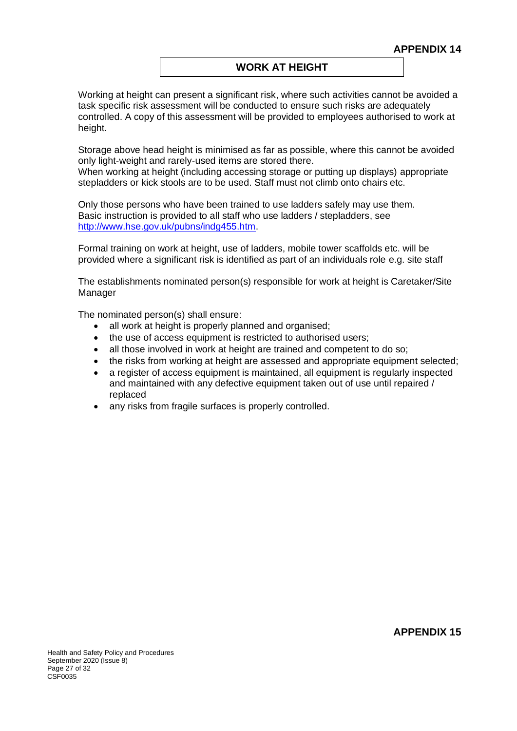**APPENDIX 14**

## WORK AT HEIGHT

Working at height can present a significant risk, where such activities cannot be avoided a task specific risk assessment will be conducted to ensure such risks are adequately controlled. A copy of this assessment will be provided to employees authorised to work at height.

Storage above head height is minimised as far as possible, where this cannot be avoided only light-weight and rarely-used items are stored there.
When working at height (including accessing storage or putting up displays) appropriate stepladders or kick stools are to be used. Staff must not climb onto chairs etc.

Only those persons who have been trained to use ladders safely may use them.
Basic instruction is provided to all staff who use ladders / stepladders, see [http://www.hse.gov.uk/pubns/indg455.htm](http://www.hse.gov.uk/pubns/indg455.htm).

Formal training on work at height, use of ladders, mobile tower scaffolds etc. will be provided where a significant risk is identified as part of an individuals role e.g. site staff

The establishments nominated person(s) responsible for work at height is Caretaker/Site Manager

The nominated person(s) shall ensure:

- all work at height is properly planned and organised;
- the use of access equipment is restricted to authorised users;
- all those involved in work at height are trained and competent to do so;
- the risks from working at height are assessed and appropriate equipment selected;
- a register of access equipment is maintained, all equipment is regularly inspected and maintained with any defective equipment taken out of use until repaired / replaced
- any risks from fragile surfaces is properly controlled.

**APPENDIX 15**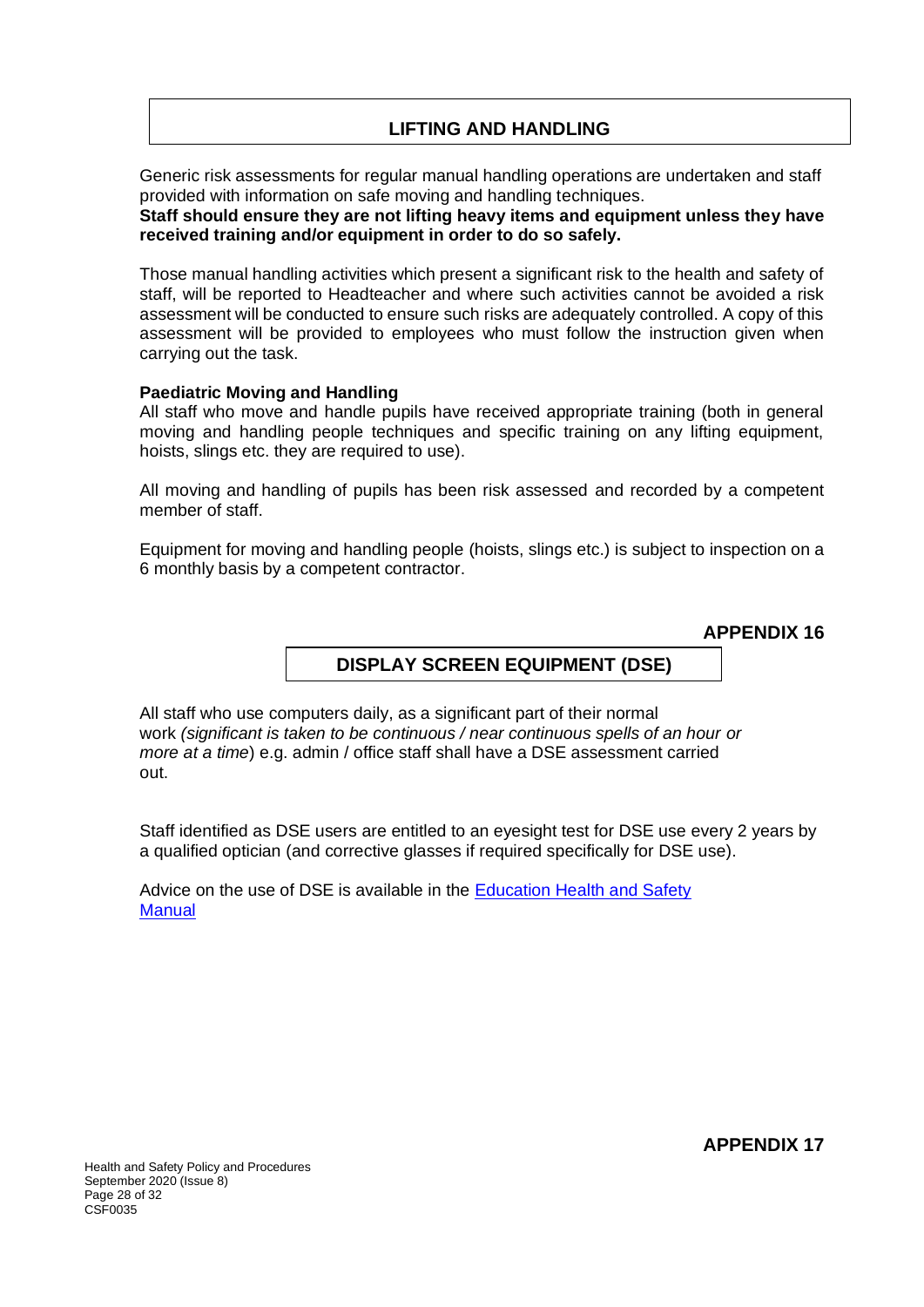## LIFTING AND HANDLING

Generic risk assessments for regular manual handling operations are undertaken and staff provided with information on safe moving and handling techniques.
**Staff should ensure they are not lifting heavy items and equipment unless they have received training and/or equipment in order to do so safely.**

Those manual handling activities which present a significant risk to the health and safety of staff, will be reported to Headteacher and where such activities cannot be avoided a risk assessment will be conducted to ensure such risks are adequately controlled. A copy of this assessment will be provided to employees who must follow the instruction given when carrying out the task.

**Paediatric Moving and Handling**
All staff who move and handle pupils have received appropriate training (both in general moving and handling people techniques and specific training on any lifting equipment, hoists, slings etc. they are required to use).

All moving and handling of pupils has been risk assessed and recorded by a competent member of staff.

Equipment for moving and handling people (hoists, slings etc.) is subject to inspection on a 6 monthly basis by a competent contractor.

**APPENDIX 16**

## DISPLAY SCREEN EQUIPMENT (DSE)

All staff who use computers daily, as a significant part of their normal work *(significant is taken to be continuous / near continuous spells of an hour or more at a time*) e.g. admin / office staff shall have a DSE assessment carried out.

Staff identified as DSE users are entitled to an eyesight test for DSE use every 2 years by a qualified optician (and corrective glasses if required specifically for DSE use).

Advice on the use of DSE is available in the [Education Health and Safety Manual]

**APPENDIX 17**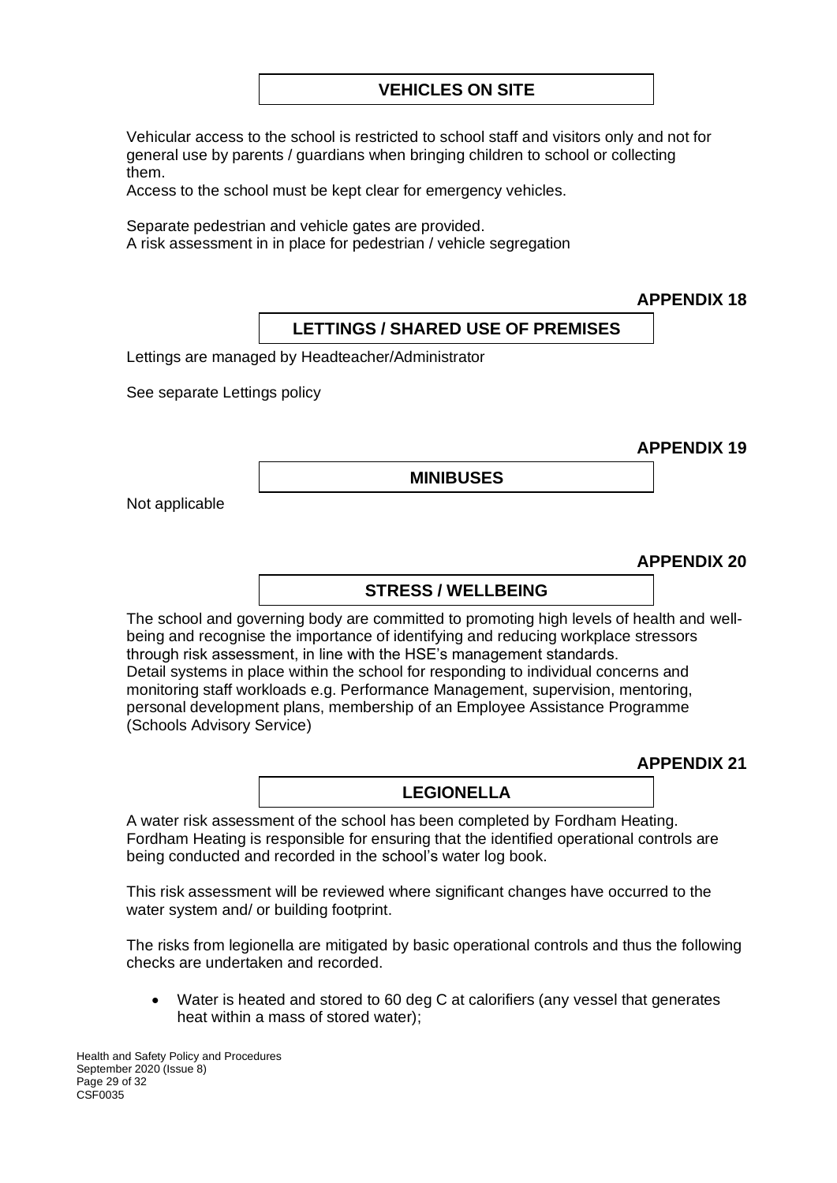## VEHICLES ON SITE

Vehicular access to the school is restricted to school staff and visitors only and not for general use by parents / guardians when bringing children to school or collecting them.
Access to the school must be kept clear for emergency vehicles.

Separate pedestrian and vehicle gates are provided.
A risk assessment in in place for pedestrian / vehicle segregation

**APPENDIX 18**

## LETTINGS / SHARED USE OF PREMISES

Lettings are managed by Headteacher/Administrator

See separate Lettings policy

**APPENDIX 19**

## MINIBUSES

Not applicable

**APPENDIX 20**

## STRESS / WELLBEING

The school and governing body are committed to promoting high levels of health and well-being and recognise the importance of identifying and reducing workplace stressors through risk assessment, in line with the HSE's management standards.
Detail systems in place within the school for responding to individual concerns and monitoring staff workloads e.g. Performance Management, supervision, mentoring, personal development plans, membership of an Employee Assistance Programme (Schools Advisory Service)

**APPENDIX 21**

## LEGIONELLA

A water risk assessment of the school has been completed by Fordham Heating. Fordham Heating is responsible for ensuring that the identified operational controls are being conducted and recorded in the school's water log book.

This risk assessment will be reviewed where significant changes have occurred to the water system and/ or building footprint.

The risks from legionella are mitigated by basic operational controls and thus the following checks are undertaken and recorded.

- Water is heated and stored to 60 deg C at calorifiers (any vessel that generates heat within a mass of stored water);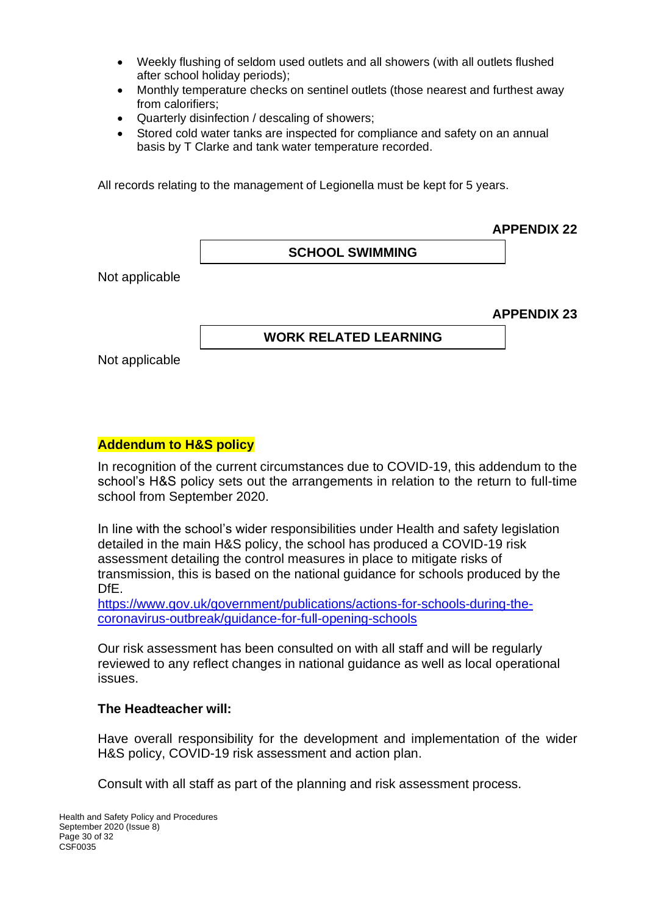- Weekly flushing of seldom used outlets and all showers (with all outlets flushed after school holiday periods);
- Monthly temperature checks on sentinel outlets (those nearest and furthest away from calorifiers;
- Quarterly disinfection / descaling of showers;
- Stored cold water tanks are inspected for compliance and safety on an annual basis by T Clarke and tank water temperature recorded.

All records relating to the management of Legionella must be kept for 5 years.

**APPENDIX 22**

## SCHOOL SWIMMING

Not applicable

**APPENDIX 23**

## WORK RELATED LEARNING

Not applicable

**Addendum to H&S policy**

In recognition of the current circumstances due to COVID-19, this addendum to the school's H&S policy sets out the arrangements in relation to the return to full-time school from September 2020.

In line with the school's wider responsibilities under Health and safety legislation detailed in the main H&S policy, the school has produced a COVID-19 risk assessment detailing the control measures in place to mitigate risks of transmission, this is based on the national guidance for schools produced by the DfE.
https://www.gov.uk/government/publications/actions-for-schools-during-the-coronavirus-outbreak/guidance-for-full-opening-schools

Our risk assessment has been consulted on with all staff and will be regularly reviewed to any reflect changes in national guidance as well as local operational issues.

**The Headteacher will:**

Have overall responsibility for the development and implementation of the wider H&S policy, COVID-19 risk assessment and action plan.

Consult with all staff as part of the planning and risk assessment process.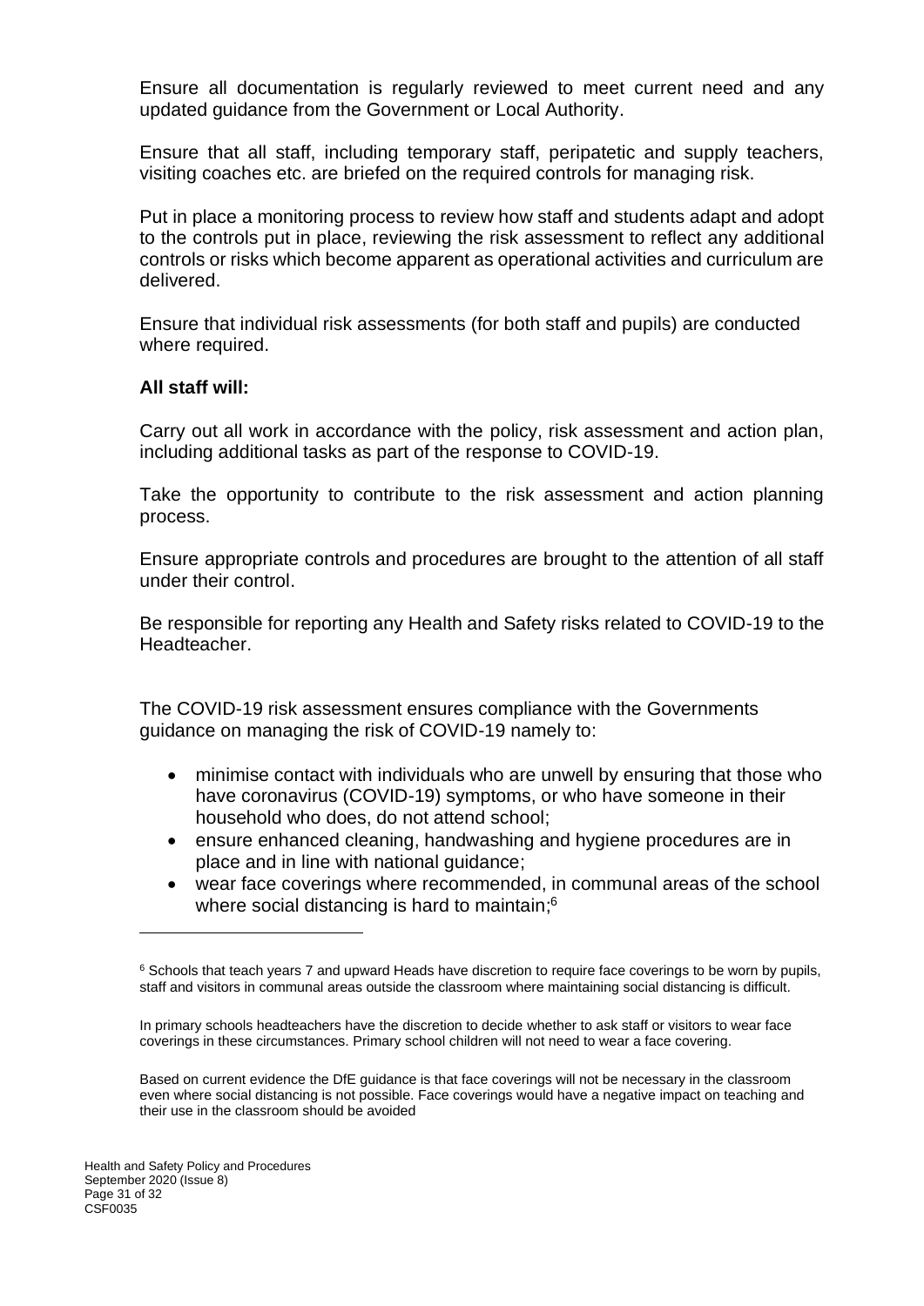Ensure all documentation is regularly reviewed to meet current need and any updated guidance from the Government or Local Authority.

Ensure that all staff, including temporary staff, peripatetic and supply teachers, visiting coaches etc. are briefed on the required controls for managing risk.

Put in place a monitoring process to review how staff and students adapt and adopt to the controls put in place, reviewing the risk assessment to reflect any additional controls or risks which become apparent as operational activities and curriculum are delivered.

Ensure that individual risk assessments (for both staff and pupils) are conducted where required.

**All staff will:**

Carry out all work in accordance with the policy, risk assessment and action plan, including additional tasks as part of the response to COVID-19.

Take the opportunity to contribute to the risk assessment and action planning process.

Ensure appropriate controls and procedures are brought to the attention of all staff under their control.

Be responsible for reporting any Health and Safety risks related to COVID-19 to the Headteacher.

The COVID-19 risk assessment ensures compliance with the Governments guidance on managing the risk of COVID-19 namely to:

- minimise contact with individuals who are unwell by ensuring that those who have coronavirus (COVID-19) symptoms, or who have someone in their household who does, do not attend school;
- ensure enhanced cleaning, handwashing and hygiene procedures are in place and in line with national guidance;
- wear face coverings where recommended, in communal areas of the school where social distancing is hard to maintain;[6]

---

[6] Schools that teach years 7 and upward Heads have discretion to require face coverings to be worn by pupils, staff and visitors in communal areas outside the classroom where maintaining social distancing is difficult.

In primary schools headteachers have the discretion to decide whether to ask staff or visitors to wear face coverings in these circumstances. Primary school children will not need to wear a face covering.

Based on current evidence the DfE guidance is that face coverings will not be necessary in the classroom even where social distancing is not possible. Face coverings would have a negative impact on teaching and their use in the classroom should be avoided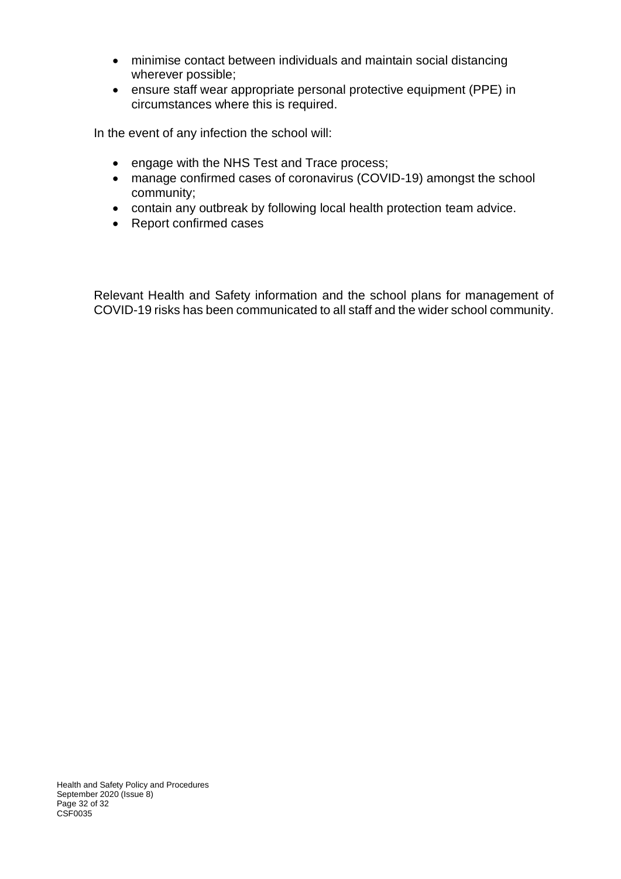- minimise contact between individuals and maintain social distancing wherever possible;
- ensure staff wear appropriate personal protective equipment (PPE) in circumstances where this is required.

In the event of any infection the school will:

- engage with the NHS Test and Trace process;
- manage confirmed cases of coronavirus (COVID-19) amongst the school community;
- contain any outbreak by following local health protection team advice.
- Report confirmed cases

Relevant Health and Safety information and the school plans for management of COVID-19 risks has been communicated to all staff and the wider school community.